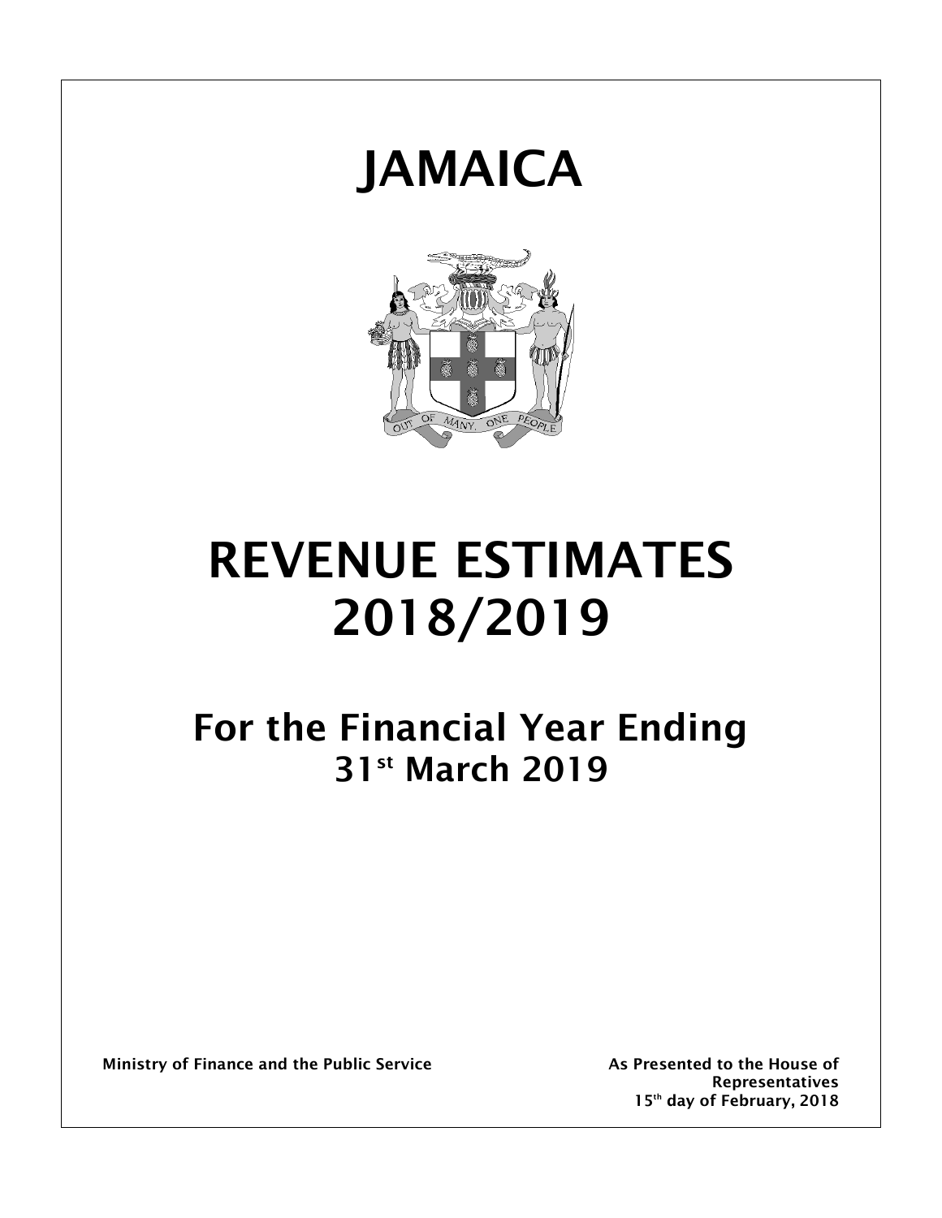# JAMAICA

# REVENUE ESTIMATES 2018/2019

## For the Financial Year Ending 31st March 2019

**Ministry of Finance and the Public Service**

**As Presented to the House of Representatives**
**15th day of February, 2018**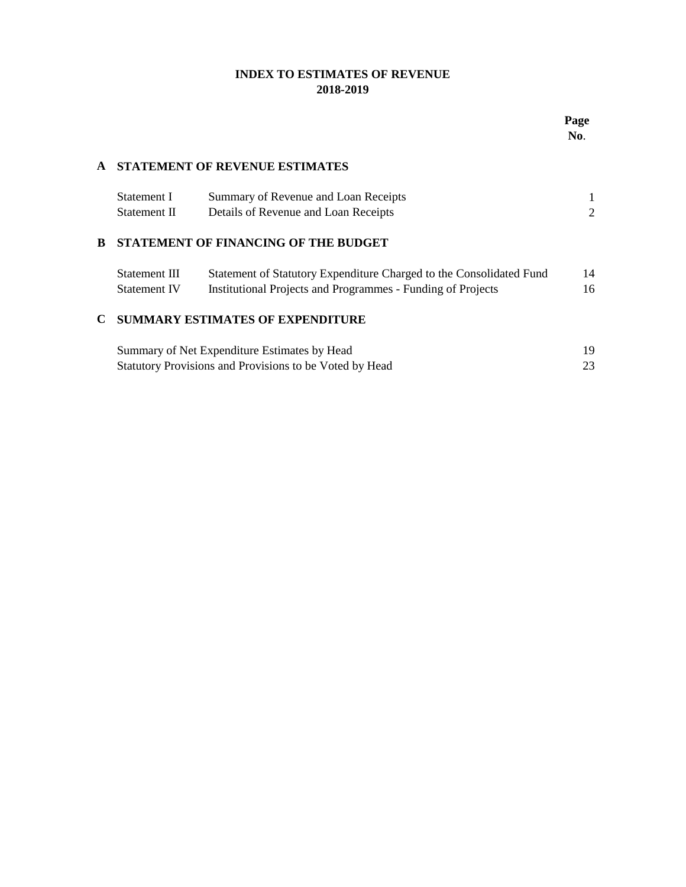# INDEX TO ESTIMATES OF REVENUE
## 2018-2019

| | | | Page No. |
|---|---|---|---|
| **A** | **STATEMENT OF REVENUE ESTIMATES** | | |
| | Statement I | Summary of Revenue and Loan Receipts | 1 |
| | Statement II | Details of Revenue and Loan Receipts | 2 |
| **B** | **STATEMENT OF FINANCING OF THE BUDGET** | | |
| | Statement III | Statement of Statutory Expenditure Charged to the Consolidated Fund | 14 |
| | Statement IV | Institutional Projects and Programmes - Funding of Projects | 16 |
| **C** | **SUMMARY ESTIMATES OF EXPENDITURE** | | |
| | Summary of Net Expenditure Estimates by Head | | 19 |
| | Statutory Provisions and Provisions to be Voted by Head | | 23 |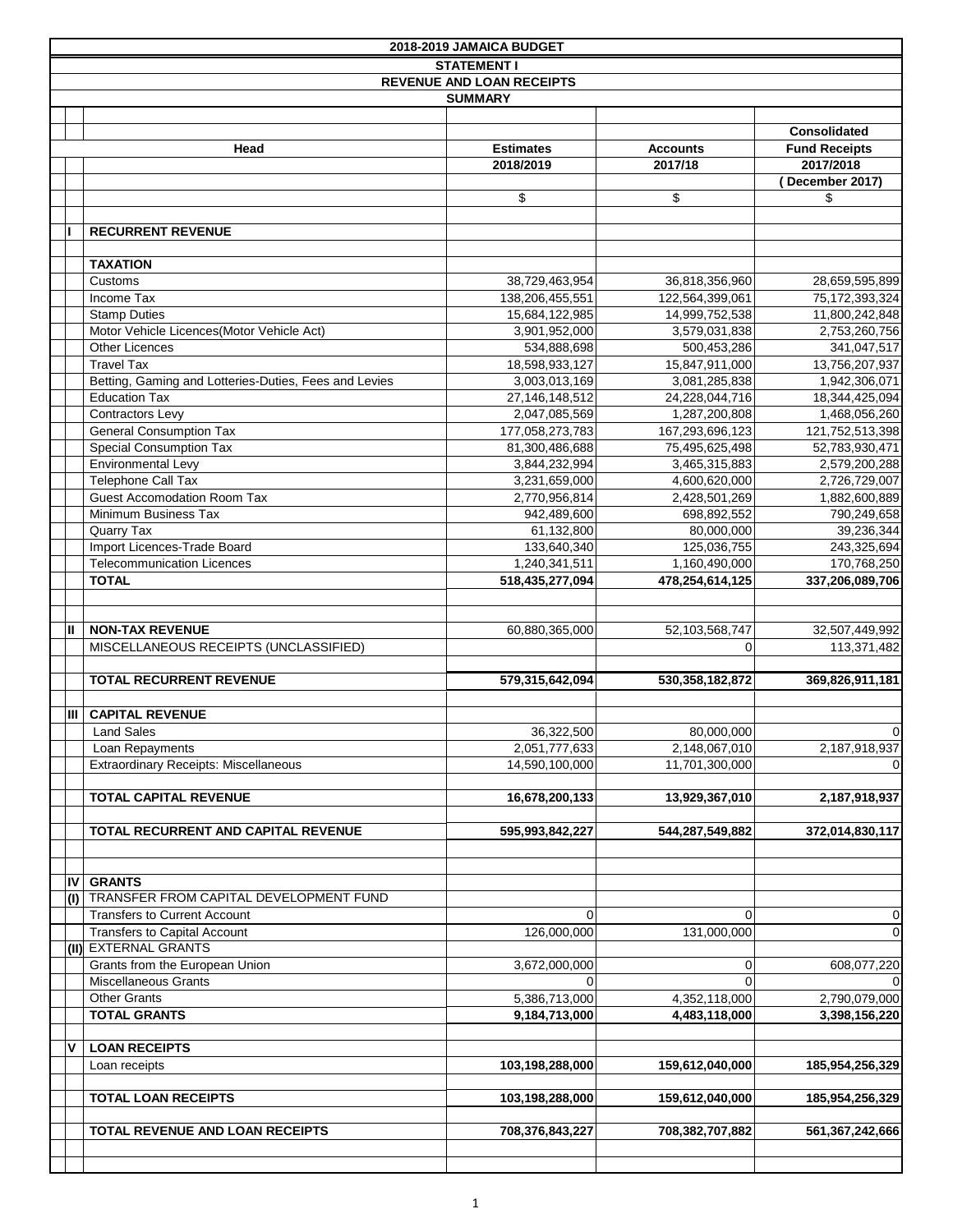# 2018-2019 JAMAICA BUDGET

## STATEMENT I

## REVENUE AND LOAN RECEIPTS

### SUMMARY

| | Head | Estimates 2018/2019 | Accounts 2017/18 | Consolidated Fund Receipts 2017/2018 (December 2017) |
|---|---|---|---|---|
| | | $ | $ | $ |
| I | **RECURRENT REVENUE** | | | |
| | **TAXATION** | | | |
| | Customs | 38,729,463,954 | 36,818,356,960 | 28,659,595,899 |
| | Income Tax | 138,206,455,551 | 122,564,399,061 | 75,172,393,324 |
| | Stamp Duties | 15,684,122,985 | 14,999,752,538 | 11,800,242,848 |
| | Motor Vehicle Licences(Motor Vehicle Act) | 3,901,952,000 | 3,579,031,838 | 2,753,260,756 |
| | Other Licences | 534,888,698 | 500,453,286 | 341,047,517 |
| | Travel Tax | 18,598,933,127 | 15,847,911,000 | 13,756,207,937 |
| | Betting, Gaming and Lotteries-Duties, Fees and Levies | 3,003,013,169 | 3,081,285,838 | 1,942,306,071 |
| | Education Tax | 27,146,148,512 | 24,228,044,716 | 18,344,425,094 |
| | Contractors Levy | 2,047,085,569 | 1,287,200,808 | 1,468,056,260 |
| | General Consumption Tax | 177,058,273,783 | 167,293,696,123 | 121,752,513,398 |
| | Special Consumption Tax | 81,300,486,688 | 75,495,625,498 | 52,783,930,471 |
| | Environmental Levy | 3,844,232,994 | 3,465,315,883 | 2,579,200,288 |
| | Telephone Call Tax | 3,231,659,000 | 4,600,620,000 | 2,726,729,007 |
| | Guest Accomodation Room Tax | 2,770,956,814 | 2,428,501,269 | 1,882,600,889 |
| | Minimum Business Tax | 942,489,600 | 698,892,552 | 790,249,658 |
| | Quarry Tax | 61,132,800 | 80,000,000 | 39,236,344 |
| | Import Licences-Trade Board | 133,640,340 | 125,036,755 | 243,325,694 |
| | Telecommunication Licences | 1,240,341,511 | 1,160,490,000 | 170,768,250 |
| | **TOTAL** | **518,435,277,094** | **478,254,614,125** | **337,206,089,706** |
| II | **NON-TAX REVENUE** | 60,880,365,000 | 52,103,568,747 | 32,507,449,992 |
| | MISCELLANEOUS RECEIPTS (UNCLASSIFIED) | | 0 | 113,371,482 |
| | **TOTAL RECURRENT REVENUE** | **579,315,642,094** | **530,358,182,872** | **369,826,911,181** |
| III | **CAPITAL REVENUE** | | | |
| | Land Sales | 36,322,500 | 80,000,000 | 0 |
| | Loan Repayments | 2,051,777,633 | 2,148,067,010 | 2,187,918,937 |
| | Extraordinary Receipts: Miscellaneous | 14,590,100,000 | 11,701,300,000 | 0 |
| | **TOTAL CAPITAL REVENUE** | **16,678,200,133** | **13,929,367,010** | **2,187,918,937** |
| | **TOTAL RECURRENT AND CAPITAL REVENUE** | **595,993,842,227** | **544,287,549,882** | **372,014,830,117** |
| IV | **GRANTS** | | | |
| (I) | TRANSFER FROM CAPITAL DEVELOPMENT FUND | | | |
| | Transfers to Current Account | 0 | 0 | 0 |
| | Transfers to Capital Account | 126,000,000 | 131,000,000 | 0 |
| (II) | EXTERNAL GRANTS | | | |
| | Grants from the European Union | 3,672,000,000 | 0 | 608,077,220 |
| | Miscellaneous Grants | 0 | 0 | 0 |
| | Other Grants | 5,386,713,000 | 4,352,118,000 | 2,790,079,000 |
| | **TOTAL GRANTS** | **9,184,713,000** | **4,483,118,000** | **3,398,156,220** |
| V | **LOAN RECEIPTS** | | | |
| | Loan receipts | **103,198,288,000** | **159,612,040,000** | **185,954,256,329** |
| | **TOTAL LOAN RECEIPTS** | **103,198,288,000** | **159,612,040,000** | **185,954,256,329** |
| | **TOTAL REVENUE AND LOAN RECEIPTS** | **708,376,843,227** | **708,382,707,882** | **561,367,242,666** |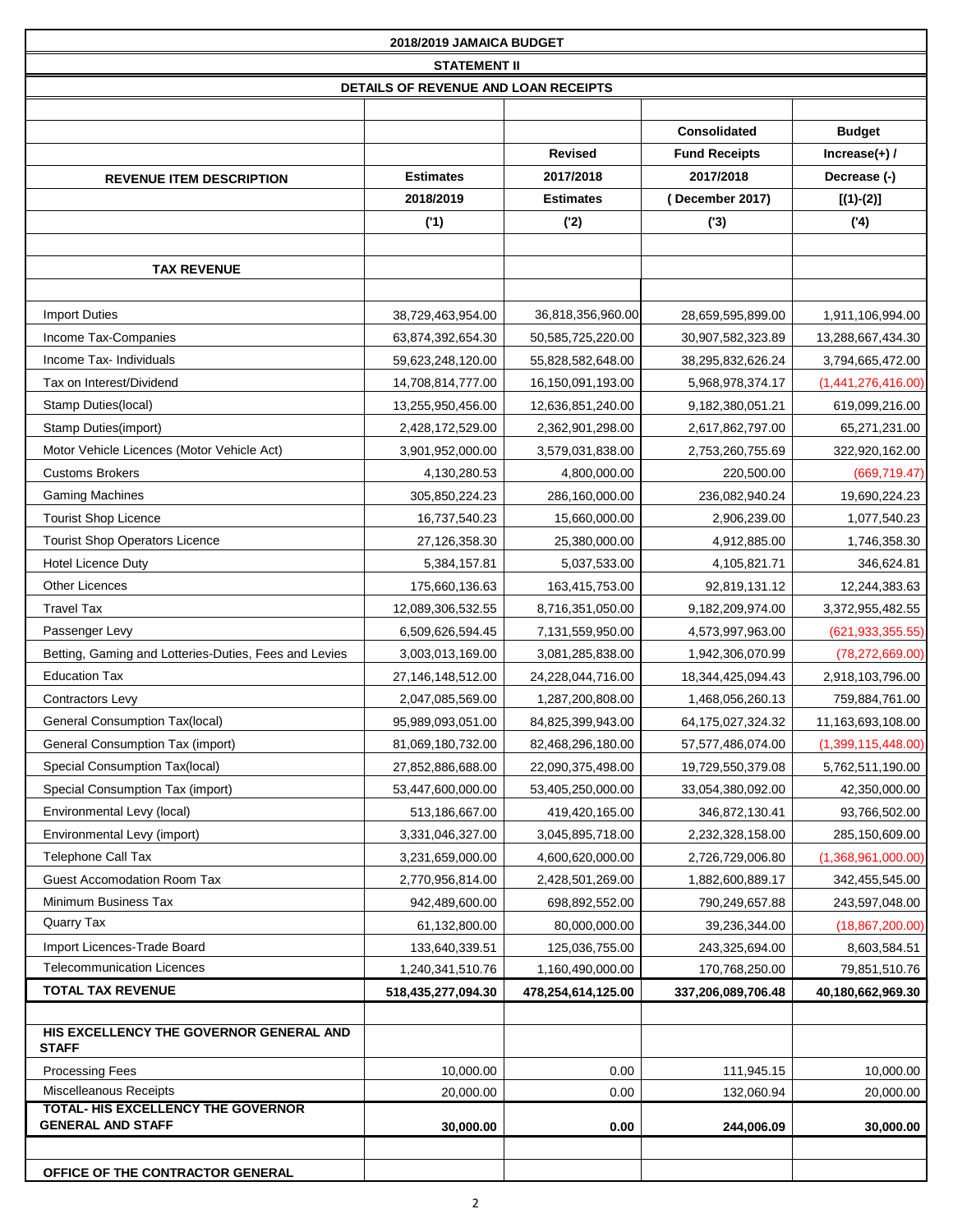# 2018/2019 JAMAICA BUDGET

## STATEMENT II

### DETAILS OF REVENUE AND LOAN RECEIPTS

| REVENUE ITEM DESCRIPTION | Estimates 2018/2019 ('1) | Revised 2017/2018 Estimates ('2) | Consolidated Fund Receipts 2017/2018 ( December 2017) ('3) | Budget Increase(+) / Decrease (-) [(1)-(2)] ('4) |
|---|---|---|---|---|
| **TAX REVENUE** | | | | |
| Import Duties | 38,729,463,954.00 | 36,818,356,960.00 | 28,659,595,899.00 | 1,911,106,994.00 |
| Income Tax-Companies | 63,874,392,654.30 | 50,585,725,220.00 | 30,907,582,323.89 | 13,288,667,434.30 |
| Income Tax- Individuals | 59,623,248,120.00 | 55,828,582,648.00 | 38,295,832,626.24 | 3,794,665,472.00 |
| Tax on Interest/Dividend | 14,708,814,777.00 | 16,150,091,193.00 | 5,968,978,374.17 | (1,441,276,416.00) |
| Stamp Duties(local) | 13,255,950,456.00 | 12,636,851,240.00 | 9,182,380,051.21 | 619,099,216.00 |
| Stamp Duties(import) | 2,428,172,529.00 | 2,362,901,298.00 | 2,617,862,797.00 | 65,271,231.00 |
| Motor Vehicle Licences (Motor Vehicle Act) | 3,901,952,000.00 | 3,579,031,838.00 | 2,753,260,755.69 | 322,920,162.00 |
| Customs Brokers | 4,130,280.53 | 4,800,000.00 | 220,500.00 | (669,719.47) |
| Gaming Machines | 305,850,224.23 | 286,160,000.00 | 236,082,940.24 | 19,690,224.23 |
| Tourist Shop Licence | 16,737,540.23 | 15,660,000.00 | 2,906,239.00 | 1,077,540.23 |
| Tourist Shop Operators Licence | 27,126,358.30 | 25,380,000.00 | 4,912,885.00 | 1,746,358.30 |
| Hotel Licence Duty | 5,384,157.81 | 5,037,533.00 | 4,105,821.71 | 346,624.81 |
| Other Licences | 175,660,136.63 | 163,415,753.00 | 92,819,131.12 | 12,244,383.63 |
| Travel Tax | 12,089,306,532.55 | 8,716,351,050.00 | 9,182,209,974.00 | 3,372,955,482.55 |
| Passenger Levy | 6,509,626,594.45 | 7,131,559,950.00 | 4,573,997,963.00 | (621,933,355.55) |
| Betting, Gaming and Lotteries-Duties, Fees and Levies | 3,003,013,169.00 | 3,081,285,838.00 | 1,942,306,070.99 | (78,272,669.00) |
| Education Tax | 27,146,148,512.00 | 24,228,044,716.00 | 18,344,425,094.43 | 2,918,103,796.00 |
| Contractors Levy | 2,047,085,569.00 | 1,287,200,808.00 | 1,468,056,260.13 | 759,884,761.00 |
| General Consumption Tax(local) | 95,989,093,051.00 | 84,825,399,943.00 | 64,175,027,324.32 | 11,163,693,108.00 |
| General Consumption Tax (import) | 81,069,180,732.00 | 82,468,296,180.00 | 57,577,486,074.00 | (1,399,115,448.00) |
| Special Consumption Tax(local) | 27,852,886,688.00 | 22,090,375,498.00 | 19,729,550,379.08 | 5,762,511,190.00 |
| Special Consumption Tax (import) | 53,447,600,000.00 | 53,405,250,000.00 | 33,054,380,092.00 | 42,350,000.00 |
| Environmental Levy (local) | 513,186,667.00 | 419,420,165.00 | 346,872,130.41 | 93,766,502.00 |
| Environmental Levy (import) | 3,331,046,327.00 | 3,045,895,718.00 | 2,232,328,158.00 | 285,150,609.00 |
| Telephone Call Tax | 3,231,659,000.00 | 4,600,620,000.00 | 2,726,729,006.80 | (1,368,961,000.00) |
| Guest Accomodation Room Tax | 2,770,956,814.00 | 2,428,501,269.00 | 1,882,600,889.17 | 342,455,545.00 |
| Minimum Business Tax | 942,489,600.00 | 698,892,552.00 | 790,249,657.88 | 243,597,048.00 |
| Quarry Tax | 61,132,800.00 | 80,000,000.00 | 39,236,344.00 | (18,867,200.00) |
| Import Licences-Trade Board | 133,640,339.51 | 125,036,755.00 | 243,325,694.00 | 8,603,584.51 |
| Telecommunication Licences | 1,240,341,510.76 | 1,160,490,000.00 | 170,768,250.00 | 79,851,510.76 |
| **TOTAL TAX REVENUE** | **518,435,277,094.30** | **478,254,614,125.00** | **337,206,089,706.48** | **40,180,662,969.30** |
| | | | | |
| **HIS EXCELLENCY THE GOVERNOR GENERAL AND STAFF** | | | | |
| Processing Fees | 10,000.00 | 0.00 | 111,945.15 | 10,000.00 |
| Miscellaneous Receipts | 20,000.00 | 0.00 | 132,060.94 | 20,000.00 |
| **TOTAL- HIS EXCELLENCY THE GOVERNOR GENERAL AND STAFF** | **30,000.00** | **0.00** | **244,006.09** | **30,000.00** |
| | | | | |
| **OFFICE OF THE CONTRACTOR GENERAL** | | | | |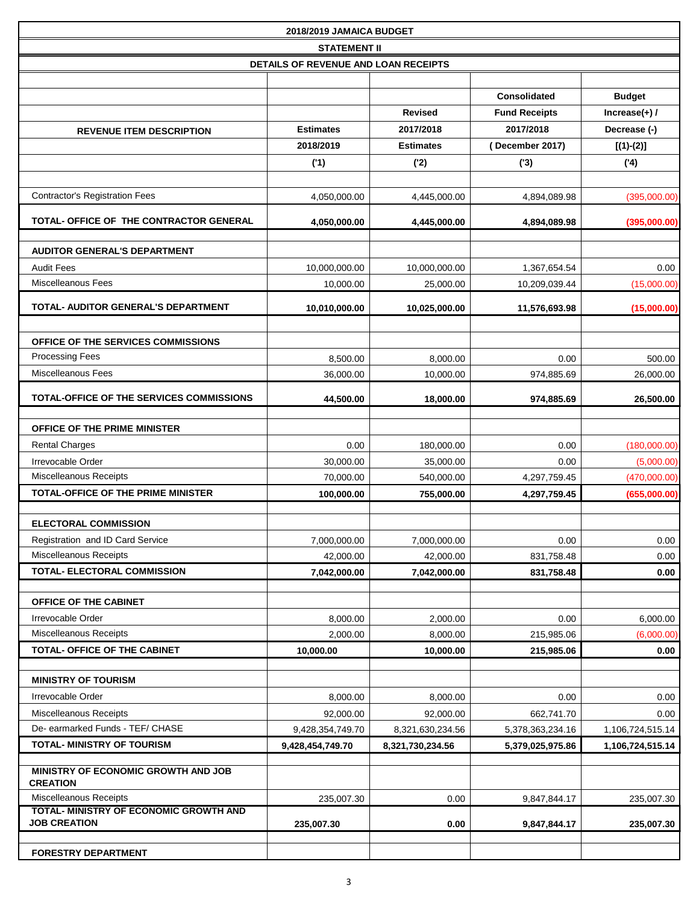| 2018/2019 JAMAICA BUDGET | | | | |
|---|---|---|---|---|
| **STATEMENT II** | | | | |
| **DETAILS OF REVENUE AND LOAN RECEIPTS** | | | | |
| **REVENUE ITEM DESCRIPTION** | **Estimates 2018/2019 ('1)** | **Revised 2017/2018 Estimates ('2)** | **Consolidated Fund Receipts 2017/2018 (December 2017) ('3)** | **Budget Increase(+) / Decrease (-) [(1)-(2)] ('4)** |
| Contractor's Registration Fees | 4,050,000.00 | 4,445,000.00 | 4,894,089.98 | (395,000.00) |
| **TOTAL- OFFICE OF THE CONTRACTOR GENERAL** | **4,050,000.00** | **4,445,000.00** | **4,894,089.98** | **(395,000.00)** |
| **AUDITOR GENERAL'S DEPARTMENT** | | | | |
| Audit Fees | 10,000,000.00 | 10,000,000.00 | 1,367,654.54 | 0.00 |
| Miscelleanous Fees | 10,000.00 | 25,000.00 | 10,209,039.44 | (15,000.00) |
| **TOTAL- AUDITOR GENERAL'S DEPARTMENT** | **10,010,000.00** | **10,025,000.00** | **11,576,693.98** | **(15,000.00)** |
| **OFFICE OF THE SERVICES COMMISSIONS** | | | | |
| Processing Fees | 8,500.00 | 8,000.00 | 0.00 | 500.00 |
| Miscelleanous Fees | 36,000.00 | 10,000.00 | 974,885.69 | 26,000.00 |
| **TOTAL-OFFICE OF THE SERVICES COMMISSIONS** | **44,500.00** | **18,000.00** | **974,885.69** | **26,500.00** |
| **OFFICE OF THE PRIME MINISTER** | | | | |
| Rental Charges | 0.00 | 180,000.00 | 0.00 | (180,000.00) |
| Irrevocable Order | 30,000.00 | 35,000.00 | 0.00 | (5,000.00) |
| Miscelleanous Receipts | 70,000.00 | 540,000.00 | 4,297,759.45 | (470,000.00) |
| **TOTAL-OFFICE OF THE PRIME MINISTER** | **100,000.00** | **755,000.00** | **4,297,759.45** | **(655,000.00)** |
| **ELECTORAL COMMISSION** | | | | |
| Registration and ID Card Service | 7,000,000.00 | 7,000,000.00 | 0.00 | 0.00 |
| Miscelleanous Receipts | 42,000.00 | 42,000.00 | 831,758.48 | 0.00 |
| **TOTAL- ELECTORAL COMMISSION** | **7,042,000.00** | **7,042,000.00** | **831,758.48** | **0.00** |
| **OFFICE OF THE CABINET** | | | | |
| Irrevocable Order | 8,000.00 | 2,000.00 | 0.00 | 6,000.00 |
| Miscelleanous Receipts | 2,000.00 | 8,000.00 | 215,985.06 | (6,000.00) |
| **TOTAL- OFFICE OF THE CABINET** | **10,000.00** | **10,000.00** | **215,985.06** | **0.00** |
| **MINISTRY OF TOURISM** | | | | |
| Irrevocable Order | 8,000.00 | 8,000.00 | 0.00 | 0.00 |
| Miscelleanous Receipts | 92,000.00 | 92,000.00 | 662,741.70 | 0.00 |
| De- earmarked Funds - TEF/ CHASE | 9,428,354,749.70 | 8,321,630,234.56 | 5,378,363,234.16 | 1,106,724,515.14 |
| **TOTAL- MINISTRY OF TOURISM** | **9,428,454,749.70** | **8,321,730,234.56** | **5,379,025,975.86** | **1,106,724,515.14** |
| **MINISTRY OF ECONOMIC GROWTH AND JOB CREATION** | | | | |
| Miscelleanous Receipts | 235,007.30 | 0.00 | 9,847,844.17 | 235,007.30 |
| **TOTAL- MINISTRY OF ECONOMIC GROWTH AND JOB CREATION** | **235,007.30** | **0.00** | **9,847,844.17** | **235,007.30** |
| **FORESTRY DEPARTMENT** | | | | |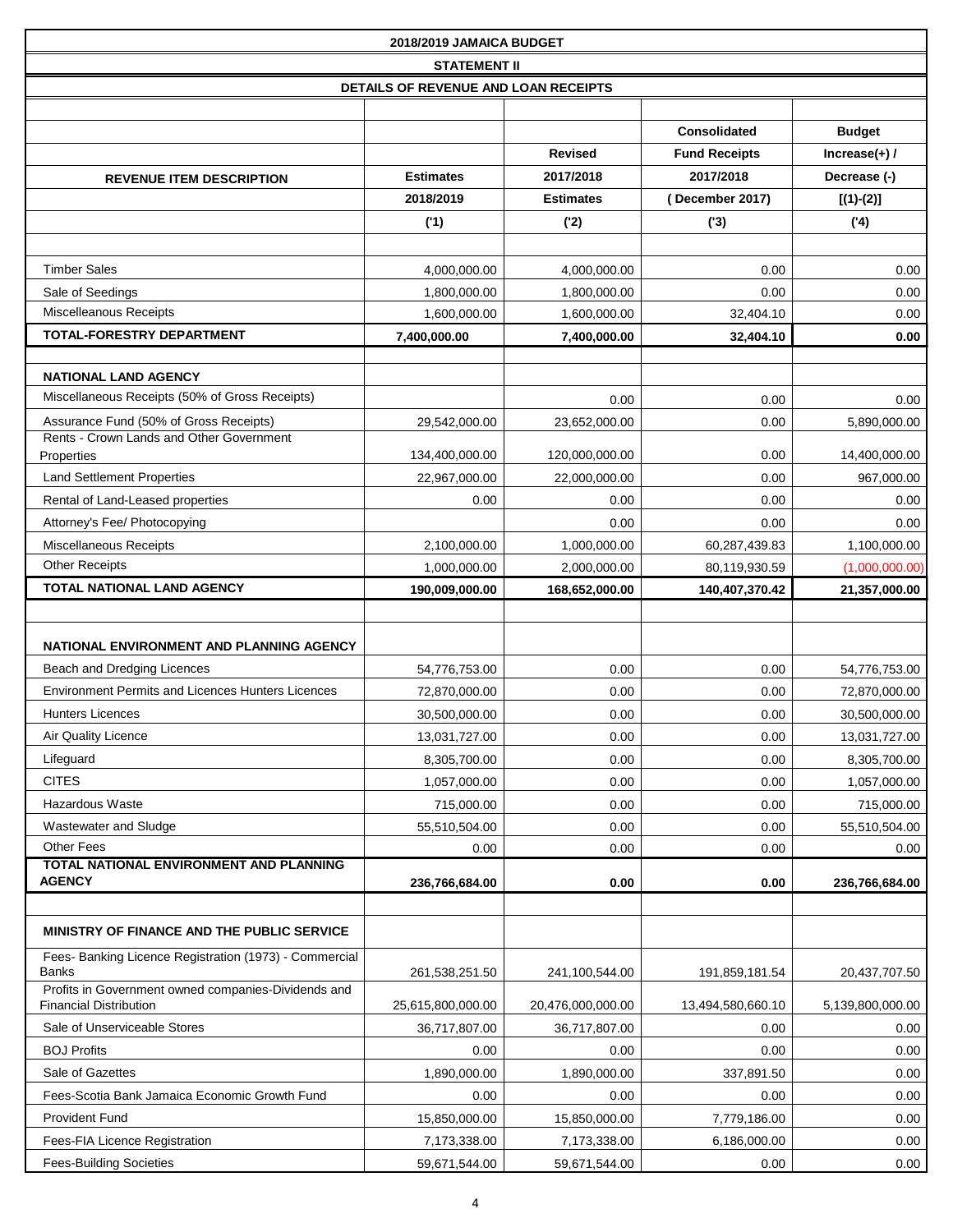**2018/2019 JAMAICA BUDGET**

**STATEMENT II**

**DETAILS OF REVENUE AND LOAN RECEIPTS**

| REVENUE ITEM DESCRIPTION | Estimates 2018/2019 ('1) | Revised 2017/2018 Estimates ('2) | Consolidated Fund Receipts 2017/2018 (December 2017) ('3) | Budget Increase(+) / Decrease (-) [(1)-(2)] ('4) |
|---|---|---|---|---|
| Timber Sales | 4,000,000.00 | 4,000,000.00 | 0.00 | 0.00 |
| Sale of Seedings | 1,800,000.00 | 1,800,000.00 | 0.00 | 0.00 |
| Miscelleanous Receipts | 1,600,000.00 | 1,600,000.00 | 32,404.10 | 0.00 |
| **TOTAL-FORESTRY DEPARTMENT** | **7,400,000.00** | **7,400,000.00** | **32,404.10** | **0.00** |
| | | | | |
| **NATIONAL LAND AGENCY** | | | | |
| Miscellaneous Receipts (50% of Gross Receipts) | | 0.00 | 0.00 | 0.00 |
| Assurance Fund (50% of Gross Receipts) | 29,542,000.00 | 23,652,000.00 | 0.00 | 5,890,000.00 |
| Rents - Crown Lands and Other Government Properties | 134,400,000.00 | 120,000,000.00 | 0.00 | 14,400,000.00 |
| Land Settlement Properties | 22,967,000.00 | 22,000,000.00 | 0.00 | 967,000.00 |
| Rental of Land-Leased properties | 0.00 | 0.00 | 0.00 | 0.00 |
| Attorney's Fee/ Photocopying | | 0.00 | 0.00 | 0.00 |
| Miscellaneous Receipts | 2,100,000.00 | 1,000,000.00 | 60,287,439.83 | 1,100,000.00 |
| Other Receipts | 1,000,000.00 | 2,000,000.00 | 80,119,930.59 | (1,000,000.00) |
| **TOTAL NATIONAL LAND AGENCY** | **190,009,000.00** | **168,652,000.00** | **140,407,370.42** | **21,357,000.00** |
| | | | | |
| **NATIONAL ENVIRONMENT AND PLANNING AGENCY** | | | | |
| Beach and Dredging Licences | 54,776,753.00 | 0.00 | 0.00 | 54,776,753.00 |
| Environment Permits and Licences Hunters Licences | 72,870,000.00 | 0.00 | 0.00 | 72,870,000.00 |
| Hunters Licences | 30,500,000.00 | 0.00 | 0.00 | 30,500,000.00 |
| Air Quality Licence | 13,031,727.00 | 0.00 | 0.00 | 13,031,727.00 |
| Lifeguard | 8,305,700.00 | 0.00 | 0.00 | 8,305,700.00 |
| CITES | 1,057,000.00 | 0.00 | 0.00 | 1,057,000.00 |
| Hazardous Waste | 715,000.00 | 0.00 | 0.00 | 715,000.00 |
| Wastewater and Sludge | 55,510,504.00 | 0.00 | 0.00 | 55,510,504.00 |
| Other Fees | 0.00 | 0.00 | 0.00 | 0.00 |
| **TOTAL NATIONAL ENVIRONMENT AND PLANNING AGENCY** | **236,766,684.00** | **0.00** | **0.00** | **236,766,684.00** |
| | | | | |
| **MINISTRY OF FINANCE AND THE PUBLIC SERVICE** | | | | |
| Fees- Banking Licence Registration (1973) - Commercial Banks | 261,538,251.50 | 241,100,544.00 | 191,859,181.54 | 20,437,707.50 |
| Profits in Government owned companies-Dividends and Financial Distribution | 25,615,800,000.00 | 20,476,000,000.00 | 13,494,580,660.10 | 5,139,800,000.00 |
| Sale of Unserviceable Stores | 36,717,807.00 | 36,717,807.00 | 0.00 | 0.00 |
| BOJ Profits | 0.00 | 0.00 | 0.00 | 0.00 |
| Sale of Gazettes | 1,890,000.00 | 1,890,000.00 | 337,891.50 | 0.00 |
| Fees-Scotia Bank Jamaica Economic Growth Fund | 0.00 | 0.00 | 0.00 | 0.00 |
| Provident Fund | 15,850,000.00 | 15,850,000.00 | 7,779,186.00 | 0.00 |
| Fees-FIA Licence Registration | 7,173,338.00 | 7,173,338.00 | 6,186,000.00 | 0.00 |
| Fees-Building Societies | 59,671,544.00 | 59,671,544.00 | 0.00 | 0.00 |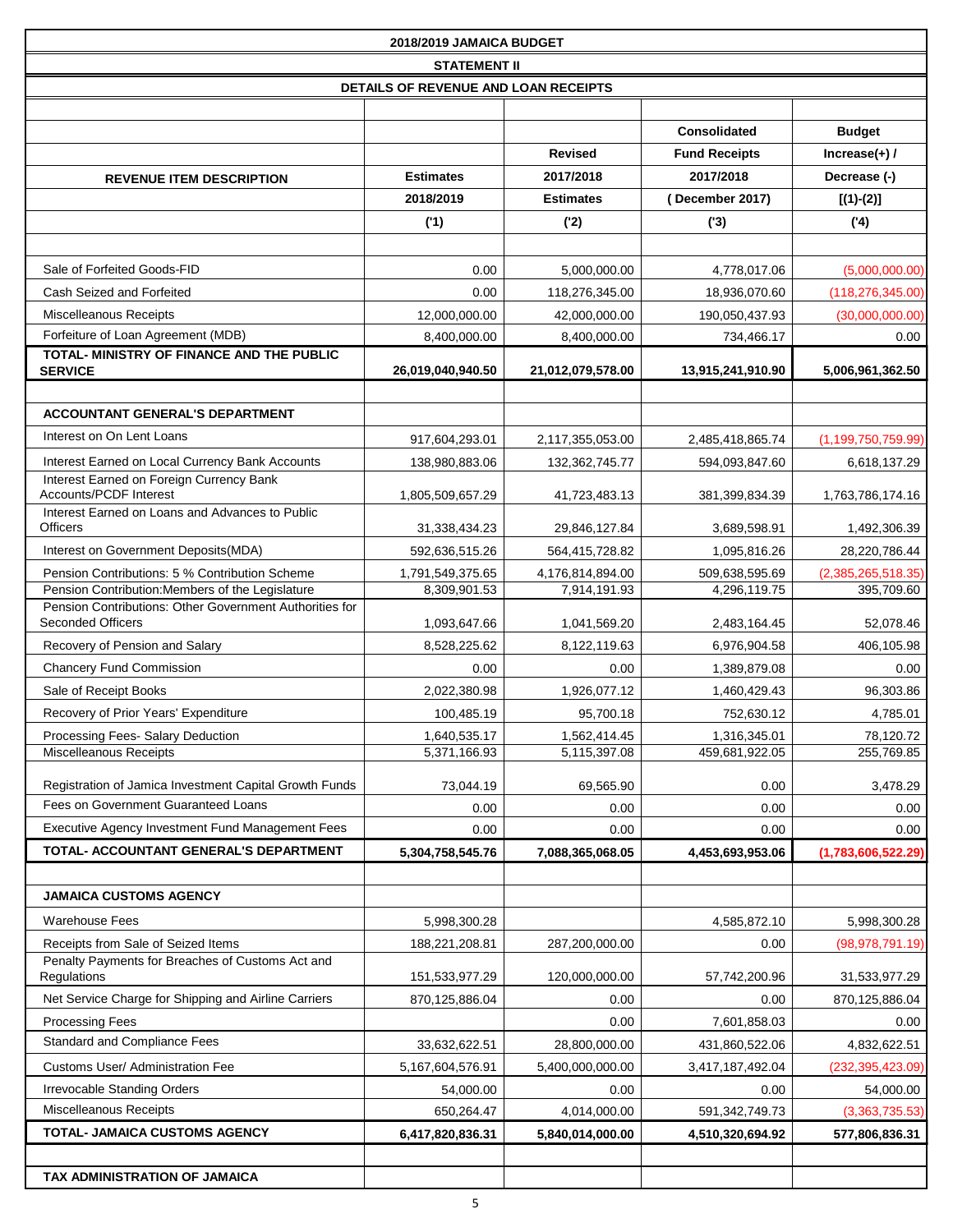# 2018/2019 JAMAICA BUDGET

## STATEMENT II

### DETAILS OF REVENUE AND LOAN RECEIPTS

| REVENUE ITEM DESCRIPTION | Estimates 2018/2019 ('1) | Revised 2017/2018 Estimates ('2) | Consolidated Fund Receipts 2017/2018 (December 2017) ('3) | Budget Increase(+) / Decrease (-) [(1)-(2)] ('4) |
|---|---|---|---|---|
| Sale of Forfeited Goods-FID | 0.00 | 5,000,000.00 | 4,778,017.06 | (5,000,000.00) |
| Cash Seized and Forfeited | 0.00 | 118,276,345.00 | 18,936,070.60 | (118,276,345.00) |
| Miscellaneous Receipts | 12,000,000.00 | 42,000,000.00 | 190,050,437.93 | (30,000,000.00) |
| Forfeiture of Loan Agreement (MDB) | 8,400,000.00 | 8,400,000.00 | 734,466.17 | 0.00 |
| **TOTAL- MINISTRY OF FINANCE AND THE PUBLIC SERVICE** | **26,019,040,940.50** | **21,012,079,578.00** | **13,915,241,910.90** | **5,006,961,362.50** |
| | | | | |
| **ACCOUNTANT GENERAL'S DEPARTMENT** | | | | |
| Interest on On Lent Loans | 917,604,293.01 | 2,117,355,053.00 | 2,485,418,865.74 | (1,199,750,759.99) |
| Interest Earned on Local Currency Bank Accounts | 138,980,883.06 | 132,362,745.77 | 594,093,847.60 | 6,618,137.29 |
| Interest Earned on Foreign Currency Bank Accounts/PCDF Interest | 1,805,509,657.29 | 41,723,483.13 | 381,399,834.39 | 1,763,786,174.16 |
| Interest Earned on Loans and Advances to Public Officers | 31,338,434.23 | 29,846,127.84 | 3,689,598.91 | 1,492,306.39 |
| Interest on Government Deposits(MDA) | 592,636,515.26 | 564,415,728.82 | 1,095,816.26 | 28,220,786.44 |
| Pension Contributions: 5 % Contribution Scheme | 1,791,549,375.65 | 4,176,814,894.00 | 509,638,595.69 | (2,385,265,518.35) |
| Pension Contribution:Members of the Legislature | 8,309,901.53 | 7,914,191.93 | 4,296,119.75 | 395,709.60 |
| Pension Contributions: Other Government Authorities for Seconded Officers | 1,093,647.66 | 1,041,569.20 | 2,483,164.45 | 52,078.46 |
| Recovery of Pension and Salary | 8,528,225.62 | 8,122,119.63 | 6,976,904.58 | 406,105.98 |
| Chancery Fund Commission | 0.00 | 0.00 | 1,389,879.08 | 0.00 |
| Sale of Receipt Books | 2,022,380.98 | 1,926,077.12 | 1,460,429.43 | 96,303.86 |
| Recovery of Prior Years' Expenditure | 100,485.19 | 95,700.18 | 752,630.12 | 4,785.01 |
| Processing Fees- Salary Deduction | 1,640,535.17 | 1,562,414.45 | 1,316,345.01 | 78,120.72 |
| Miscellaneous Receipts | 5,371,166.93 | 5,115,397.08 | 459,681,922.05 | 255,769.85 |
| Registration of Jamica Investment Capital Growth Funds | 73,044.19 | 69,565.90 | 0.00 | 3,478.29 |
| Fees on Government Guaranteed Loans | 0.00 | 0.00 | 0.00 | 0.00 |
| Executive Agency Investment Fund Management Fees | 0.00 | 0.00 | 0.00 | 0.00 |
| **TOTAL- ACCOUNTANT GENERAL'S DEPARTMENT** | **5,304,758,545.76** | **7,088,365,068.05** | **4,453,693,953.06** | **(1,783,606,522.29)** |
| | | | | |
| **JAMAICA CUSTOMS AGENCY** | | | | |
| Warehouse Fees | 5,998,300.28 | | 4,585,872.10 | 5,998,300.28 |
| Receipts from Sale of Seized Items | 188,221,208.81 | 287,200,000.00 | 0.00 | (98,978,791.19) |
| Penalty Payments for Breaches of Customs Act and Regulations | 151,533,977.29 | 120,000,000.00 | 57,742,200.96 | 31,533,977.29 |
| Net Service Charge for Shipping and Airline Carriers | 870,125,886.04 | 0.00 | 0.00 | 870,125,886.04 |
| Processing Fees | | 0.00 | 7,601,858.03 | 0.00 |
| Standard and Compliance Fees | 33,632,622.51 | 28,800,000.00 | 431,860,522.06 | 4,832,622.51 |
| Customs User/ Administration Fee | 5,167,604,576.91 | 5,400,000,000.00 | 3,417,187,492.04 | (232,395,423.09) |
| Irrevocable Standing Orders | 54,000.00 | 0.00 | 0.00 | 54,000.00 |
| Miscellaneous Receipts | 650,264.47 | 4,014,000.00 | 591,342,749.73 | (3,363,735.53) |
| **TOTAL- JAMAICA CUSTOMS AGENCY** | **6,417,820,836.31** | **5,840,014,000.00** | **4,510,320,694.92** | **577,806,836.31** |
| | | | | |
| **TAX ADMINISTRATION OF JAMAICA** | | | | |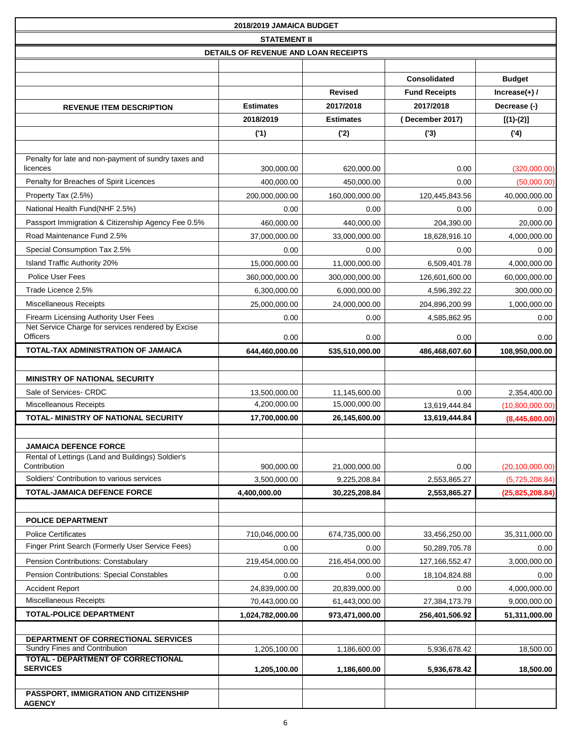# 2018/2019 JAMAICA BUDGET

## STATEMENT II

### DETAILS OF REVENUE AND LOAN RECEIPTS

| REVENUE ITEM DESCRIPTION | Estimates 2018/2019 ('1) | Revised 2017/2018 Estimates ('2) | Consolidated Fund Receipts 2017/2018 ( December 2017) ('3) | Budget Increase(+) / Decrease (-) [(1)-(2)] ('4) |
|---|---|---|---|---|
| Penalty for late and non-payment of sundry taxes and licences | 300,000.00 | 620,000.00 | 0.00 | (320,000.00) |
| Penalty for Breaches of Spirit Licences | 400,000.00 | 450,000.00 | 0.00 | (50,000.00) |
| Property Tax (2.5%) | 200,000,000.00 | 160,000,000.00 | 120,445,843.56 | 40,000,000.00 |
| National Health Fund(NHF 2.5%) | 0.00 | 0.00 | 0.00 | 0.00 |
| Passport Immigration & Citizenship Agency Fee 0.5% | 460,000.00 | 440,000.00 | 204,390.00 | 20,000.00 |
| Road Maintenance Fund 2.5% | 37,000,000.00 | 33,000,000.00 | 18,628,916.10 | 4,000,000.00 |
| Special Consumption Tax 2.5% | 0.00 | 0.00 | 0.00 | 0.00 |
| Island Traffic Authority 20% | 15,000,000.00 | 11,000,000.00 | 6,509,401.78 | 4,000,000.00 |
| Police User Fees | 360,000,000.00 | 300,000,000.00 | 126,601,600.00 | 60,000,000.00 |
| Trade Licence 2.5% | 6,300,000.00 | 6,000,000.00 | 4,596,392.22 | 300,000.00 |
| Miscellaneous Receipts | 25,000,000.00 | 24,000,000.00 | 204,896,200.99 | 1,000,000.00 |
| Firearm Licensing Authority User Fees | 0.00 | 0.00 | 4,585,862.95 | 0.00 |
| Net Service Charge for services rendered by Excise Officers | 0.00 | 0.00 | 0.00 | 0.00 |
| **TOTAL-TAX ADMINISTRATION OF JAMAICA** | **644,460,000.00** | **535,510,000.00** | **486,468,607.60** | **108,950,000.00** |
| | | | | |
| **MINISTRY OF NATIONAL SECURITY** | | | | |
| Sale of Services- CRDC | 13,500,000.00 | 11,145,600.00 | 0.00 | 2,354,400.00 |
| Miscelleanous Receipts | 4,200,000.00 | 15,000,000.00 | 13,619,444.84 | (10,800,000.00) |
| **TOTAL- MINISTRY OF NATIONAL SECURITY** | **17,700,000.00** | **26,145,600.00** | **13,619,444.84** | **(8,445,600.00)** |
| | | | | |
| **JAMAICA DEFENCE FORCE** | | | | |
| Rental of Lettings (Land and Buildings) Soldier's Contribution | 900,000.00 | 21,000,000.00 | 0.00 | (20,100,000.00) |
| Soldiers' Contribution to various services | 3,500,000.00 | 9,225,208.84 | 2,553,865.27 | (5,725,208.84) |
| **TOTAL-JAMAICA DEFENCE FORCE** | **4,400,000.00** | **30,225,208.84** | **2,553,865.27** | **(25,825,208.84)** |
| | | | | |
| **POLICE DEPARTMENT** | | | | |
| Police Certificates | 710,046,000.00 | 674,735,000.00 | 33,456,250.00 | 35,311,000.00 |
| Finger Print Search (Formerly User Service Fees) | 0.00 | 0.00 | 50,289,705.78 | 0.00 |
| Pension Contributions: Constabulary | 219,454,000.00 | 216,454,000.00 | 127,166,552.47 | 3,000,000.00 |
| Pension Contributions: Special Constables | 0.00 | 0.00 | 18,104,824.88 | 0.00 |
| Accident Report | 24,839,000.00 | 20,839,000.00 | 0.00 | 4,000,000.00 |
| Miscellaneous Receipts | 70,443,000.00 | 61,443,000.00 | 27,384,173.79 | 9,000,000.00 |
| **TOTAL-POLICE DEPARTMENT** | **1,024,782,000.00** | **973,471,000.00** | **256,401,506.92** | **51,311,000.00** |
| | | | | |
| **DEPARTMENT OF CORRECTIONAL SERVICES** | | | | |
| Sundry Fines and Contribution | 1,205,100.00 | 1,186,600.00 | 5,936,678.42 | 18,500.00 |
| **TOTAL - DEPARTMENT OF CORRECTIONAL SERVICES** | **1,205,100.00** | **1,186,600.00** | **5,936,678.42** | **18,500.00** |
| | | | | |
| **PASSPORT, IMMIGRATION AND CITIZENSHIP AGENCY** | | | | |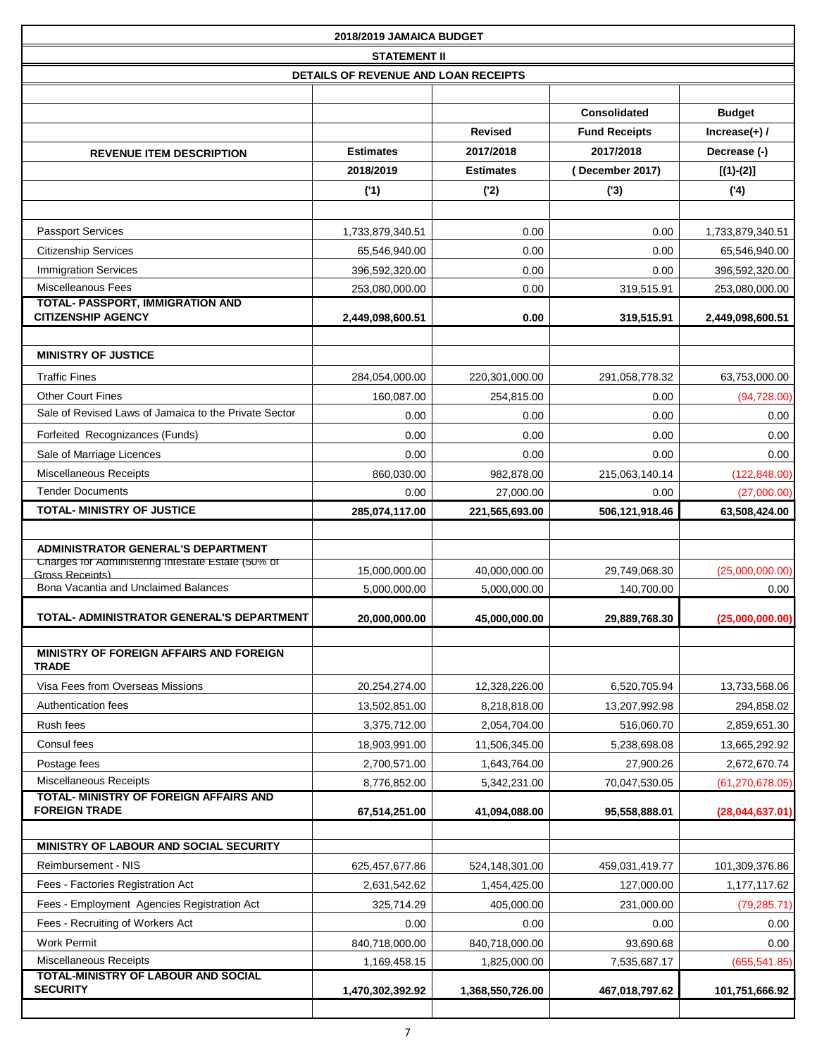# 2018/2019 JAMAICA BUDGET

## STATEMENT II

### DETAILS OF REVENUE AND LOAN RECEIPTS

| REVENUE ITEM DESCRIPTION | Estimates 2018/2019 | Revised 2017/2018 Estimates | Consolidated Fund Receipts 2017/2018 ( December 2017) | Budget Increase(+) / Decrease (-) [(1)-(2)] |
|---|---|---|---|---|
| | ('1) | ('2) | ('3) | ('4) |
| Passport Services | 1,733,879,340.51 | 0.00 | 0.00 | 1,733,879,340.51 |
| Citizenship Services | 65,546,940.00 | 0.00 | 0.00 | 65,546,940.00 |
| Immigration Services | 396,592,320.00 | 0.00 | 0.00 | 396,592,320.00 |
| Miscelleanous Fees | 253,080,000.00 | 0.00 | 319,515.91 | 253,080,000.00 |
| **TOTAL- PASSPORT, IMMIGRATION AND CITIZENSHIP AGENCY** | **2,449,098,600.51** | **0.00** | **319,515.91** | **2,449,098,600.51** |
| **MINISTRY OF JUSTICE** | | | | |
| Traffic Fines | 284,054,000.00 | 220,301,000.00 | 291,058,778.32 | 63,753,000.00 |
| Other Court Fines | 160,087.00 | 254,815.00 | 0.00 | (94,728.00) |
| Sale of Revised Laws of Jamaica to the Private Sector | 0.00 | 0.00 | 0.00 | 0.00 |
| Forfeited Recognizances (Funds) | 0.00 | 0.00 | 0.00 | 0.00 |
| Sale of Marriage Licences | 0.00 | 0.00 | 0.00 | 0.00 |
| Miscellaneous Receipts | 860,030.00 | 982,878.00 | 215,063,140.14 | (122,848.00) |
| Tender Documents | 0.00 | 27,000.00 | 0.00 | (27,000.00) |
| **TOTAL- MINISTRY OF JUSTICE** | **285,074,117.00** | **221,565,693.00** | **506,121,918.46** | **63,508,424.00** |
| **ADMINISTRATOR GENERAL'S DEPARTMENT** | | | | |
| Charges for Administering Intestate Estate (50% of Gross Receipts) | 15,000,000.00 | 40,000,000.00 | 29,749,068.30 | (25,000,000.00) |
| Bona Vacantia and Unclaimed Balances | 5,000,000.00 | 5,000,000.00 | 140,700.00 | 0.00 |
| **TOTAL- ADMINISTRATOR GENERAL'S DEPARTMENT** | **20,000,000.00** | **45,000,000.00** | **29,889,768.30** | **(25,000,000.00)** |
| **MINISTRY OF FOREIGN AFFAIRS AND FOREIGN TRADE** | | | | |
| Visa Fees from Overseas Missions | 20,254,274.00 | 12,328,226.00 | 6,520,705.94 | 13,733,568.06 |
| Authentication fees | 13,502,851.00 | 8,218,818.00 | 13,207,992.98 | 294,858.02 |
| Rush fees | 3,375,712.00 | 2,054,704.00 | 516,060.70 | 2,859,651.30 |
| Consul fees | 18,903,991.00 | 11,506,345.00 | 5,238,698.08 | 13,665,292.92 |
| Postage fees | 2,700,571.00 | 1,643,764.00 | 27,900.26 | 2,672,670.74 |
| Miscellaneous Receipts | 8,776,852.00 | 5,342,231.00 | 70,047,530.05 | (61,270,678.05) |
| **TOTAL- MINISTRY OF FOREIGN AFFAIRS AND FOREIGN TRADE** | **67,514,251.00** | **41,094,088.00** | **95,558,888.01** | **(28,044,637.01)** |
| **MINISTRY OF LABOUR AND SOCIAL SECURITY** | | | | |
| Reimbursement - NIS | 625,457,677.86 | 524,148,301.00 | 459,031,419.77 | 101,309,376.86 |
| Fees - Factories Registration Act | 2,631,542.62 | 1,454,425.00 | 127,000.00 | 1,177,117.62 |
| Fees - Employment Agencies Registration Act | 325,714.29 | 405,000.00 | 231,000.00 | (79,285.71) |
| Fees - Recruiting of Workers Act | 0.00 | 0.00 | 0.00 | 0.00 |
| Work Permit | 840,718,000.00 | 840,718,000.00 | 93,690.68 | 0.00 |
| Miscellaneous Receipts | 1,169,458.15 | 1,825,000.00 | 7,535,687.17 | (655,541.85) |
| **TOTAL-MINISTRY OF LABOUR AND SOCIAL SECURITY** | **1,470,302,392.92** | **1,368,550,726.00** | **467,018,797.62** | **101,751,666.92** |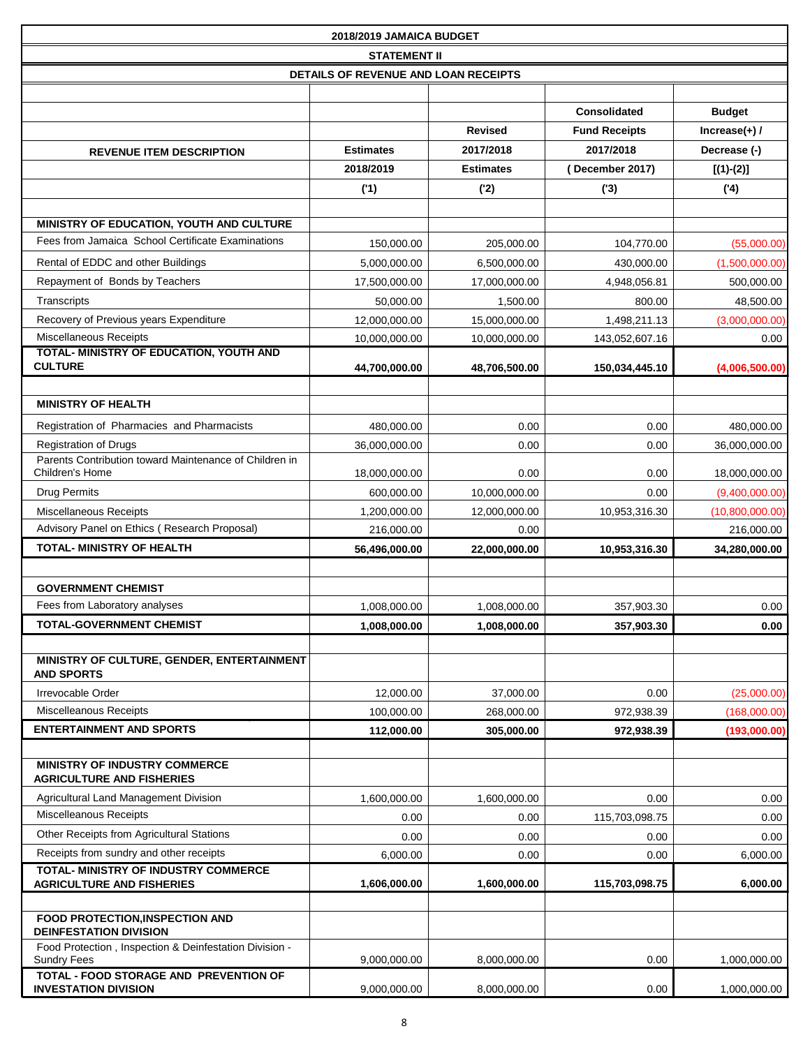**2018/2019 JAMAICA BUDGET**

**STATEMENT II**

**DETAILS OF REVENUE AND LOAN RECEIPTS**

| REVENUE ITEM DESCRIPTION | Estimates 2018/2019 ('1) | Revised 2017/2018 Estimates ('2) | Consolidated Fund Receipts 2017/2018 ( December 2017) ('3) | Budget Increase(+) / Decrease (-) [(1)-(2)] ('4) |
|---|---|---|---|---|
| **MINISTRY OF EDUCATION, YOUTH AND CULTURE** | | | | |
| Fees from Jamaica School Certificate Examinations | 150,000.00 | 205,000.00 | 104,770.00 | (55,000.00) |
| Rental of EDDC and other Buildings | 5,000,000.00 | 6,500,000.00 | 430,000.00 | (1,500,000.00) |
| Repayment of Bonds by Teachers | 17,500,000.00 | 17,000,000.00 | 4,948,056.81 | 500,000.00 |
| Transcripts | 50,000.00 | 1,500.00 | 800.00 | 48,500.00 |
| Recovery of Previous years Expenditure | 12,000,000.00 | 15,000,000.00 | 1,498,211.13 | (3,000,000.00) |
| Miscellaneous Receipts | 10,000,000.00 | 10,000,000.00 | 143,052,607.16 | 0.00 |
| **TOTAL- MINISTRY OF EDUCATION, YOUTH AND CULTURE** | **44,700,000.00** | **48,706,500.00** | **150,034,445.10** | **(4,006,500.00)** |
| **MINISTRY OF HEALTH** | | | | |
| Registration of Pharmacies and Pharmacists | 480,000.00 | 0.00 | 0.00 | 480,000.00 |
| Registration of Drugs | 36,000,000.00 | 0.00 | 0.00 | 36,000,000.00 |
| Parents Contribution toward Maintenance of Children in Children's Home | 18,000,000.00 | 0.00 | 0.00 | 18,000,000.00 |
| Drug Permits | 600,000.00 | 10,000,000.00 | 0.00 | (9,400,000.00) |
| Miscellaneous Receipts | 1,200,000.00 | 12,000,000.00 | 10,953,316.30 | (10,800,000.00) |
| Advisory Panel on Ethics ( Research Proposal) | 216,000.00 | 0.00 | | 216,000.00 |
| **TOTAL- MINISTRY OF HEALTH** | **56,496,000.00** | **22,000,000.00** | **10,953,316.30** | **34,280,000.00** |
| **GOVERNMENT CHEMIST** | | | | |
| Fees from Laboratory analyses | 1,008,000.00 | 1,008,000.00 | 357,903.30 | 0.00 |
| **TOTAL-GOVERNMENT CHEMIST** | **1,008,000.00** | **1,008,000.00** | **357,903.30** | **0.00** |
| **MINISTRY OF CULTURE, GENDER, ENTERTAINMENT AND SPORTS** | | | | |
| Irrevocable Order | 12,000.00 | 37,000.00 | 0.00 | (25,000.00) |
| Miscelleanous Receipts | 100,000.00 | 268,000.00 | 972,938.39 | (168,000.00) |
| **ENTERTAINMENT AND SPORTS** | **112,000.00** | **305,000.00** | **972,938.39** | **(193,000.00)** |
| **MINISTRY OF INDUSTRY COMMERCE AGRICULTURE AND FISHERIES** | | | | |
| Agricultural Land Management Division | 1,600,000.00 | 1,600,000.00 | 0.00 | 0.00 |
| Miscelleanous Receipts | 0.00 | 0.00 | 115,703,098.75 | 0.00 |
| Other Receipts from Agricultural Stations | 0.00 | 0.00 | 0.00 | 0.00 |
| Receipts from sundry and other receipts | 6,000.00 | 0.00 | 0.00 | 6,000.00 |
| **TOTAL- MINISTRY OF INDUSTRY COMMERCE AGRICULTURE AND FISHERIES** | **1,606,000.00** | **1,600,000.00** | **115,703,098.75** | **6,000.00** |
| **FOOD PROTECTION,INSPECTION AND DEINFESTATION DIVISION** | | | | |
| Food Protection , Inspection & Deinfestation Division - Sundry Fees | 9,000,000.00 | 8,000,000.00 | 0.00 | 1,000,000.00 |
| **TOTAL - FOOD STORAGE AND PREVENTION OF INVESTATION DIVISION** | 9,000,000.00 | 8,000,000.00 | 0.00 | 1,000,000.00 |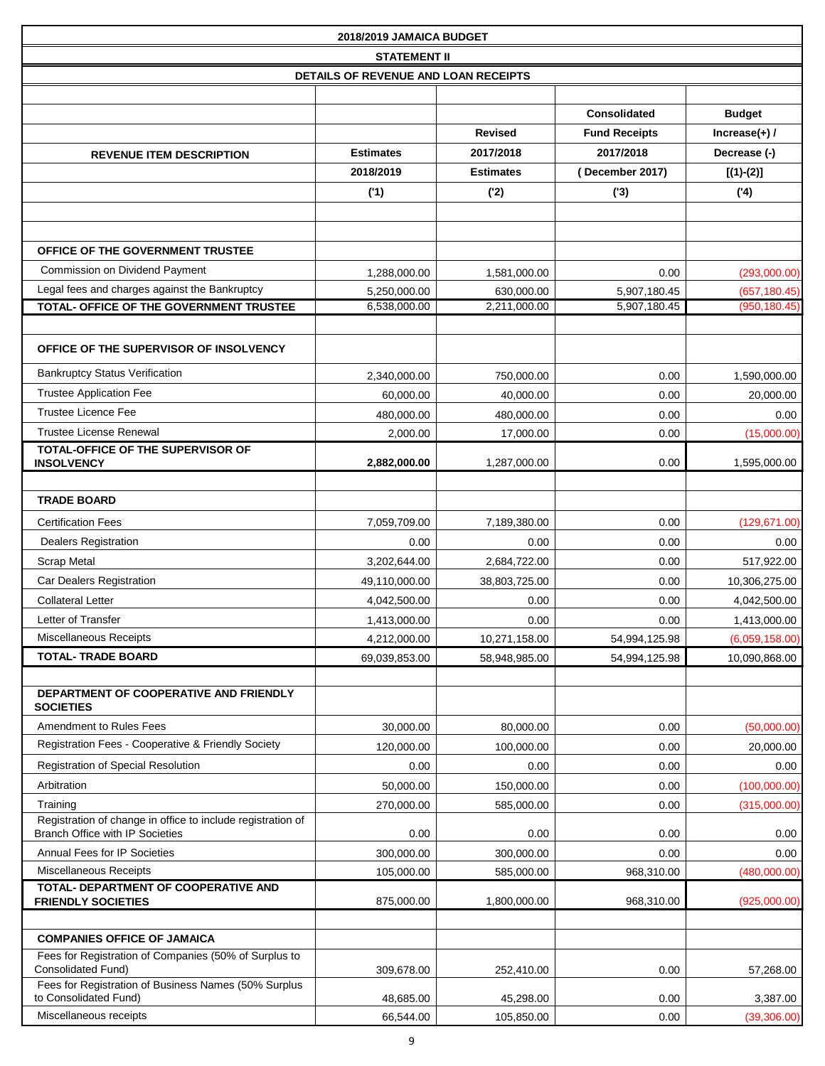**2018/2019 JAMAICA BUDGET**

**STATEMENT II**

**DETAILS OF REVENUE AND LOAN RECEIPTS**

| REVENUE ITEM DESCRIPTION | Estimates 2018/2019 ('1) | Revised 2017/2018 Estimates ('2) | Consolidated Fund Receipts 2017/2018 ( December 2017) ('3) | Budget Increase(+) / Decrease (-) [(1)-(2)] ('4) |
|---|---|---|---|---|
| **OFFICE OF THE GOVERNMENT TRUSTEE** | | | | |
| Commission on Dividend Payment | 1,288,000.00 | 1,581,000.00 | 0.00 | (293,000.00) |
| Legal fees and charges against the Bankruptcy | 5,250,000.00 | 630,000.00 | 5,907,180.45 | (657,180.45) |
| **TOTAL- OFFICE OF THE GOVERNMENT TRUSTEE** | 6,538,000.00 | 2,211,000.00 | 5,907,180.45 | (950,180.45) |
| **OFFICE OF THE SUPERVISOR OF INSOLVENCY** | | | | |
| Bankruptcy Status Verification | 2,340,000.00 | 750,000.00 | 0.00 | 1,590,000.00 |
| Trustee Application Fee | 60,000.00 | 40,000.00 | 0.00 | 20,000.00 |
| Trustee Licence Fee | 480,000.00 | 480,000.00 | 0.00 | 0.00 |
| Trustee License Renewal | 2,000.00 | 17,000.00 | 0.00 | (15,000.00) |
| **TOTAL-OFFICE OF THE SUPERVISOR OF INSOLVENCY** | **2,882,000.00** | 1,287,000.00 | 0.00 | 1,595,000.00 |
| **TRADE BOARD** | | | | |
| Certification Fees | 7,059,709.00 | 7,189,380.00 | 0.00 | (129,671.00) |
| Dealers Registration | 0.00 | 0.00 | 0.00 | 0.00 |
| Scrap Metal | 3,202,644.00 | 2,684,722.00 | 0.00 | 517,922.00 |
| Car Dealers Registration | 49,110,000.00 | 38,803,725.00 | 0.00 | 10,306,275.00 |
| Collateral Letter | 4,042,500.00 | 0.00 | 0.00 | 4,042,500.00 |
| Letter of Transfer | 1,413,000.00 | 0.00 | 0.00 | 1,413,000.00 |
| Miscellaneous Receipts | 4,212,000.00 | 10,271,158.00 | 54,994,125.98 | (6,059,158.00) |
| **TOTAL- TRADE BOARD** | 69,039,853.00 | 58,948,985.00 | 54,994,125.98 | 10,090,868.00 |
| **DEPARTMENT OF COOPERATIVE AND FRIENDLY SOCIETIES** | | | | |
| Amendment to Rules Fees | 30,000.00 | 80,000.00 | 0.00 | (50,000.00) |
| Registration Fees - Cooperative & Friendly Society | 120,000.00 | 100,000.00 | 0.00 | 20,000.00 |
| Registration of Special Resolution | 0.00 | 0.00 | 0.00 | 0.00 |
| Arbitration | 50,000.00 | 150,000.00 | 0.00 | (100,000.00) |
| Training | 270,000.00 | 585,000.00 | 0.00 | (315,000.00) |
| Registration of change in office to include registration of Branch Office with IP Societies | 0.00 | 0.00 | 0.00 | 0.00 |
| Annual Fees for IP Societies | 300,000.00 | 300,000.00 | 0.00 | 0.00 |
| Miscellaneous Receipts | 105,000.00 | 585,000.00 | 968,310.00 | (480,000.00) |
| **TOTAL- DEPARTMENT OF COOPERATIVE AND FRIENDLY SOCIETIES** | 875,000.00 | 1,800,000.00 | 968,310.00 | (925,000.00) |
| **COMPANIES OFFICE OF JAMAICA** | | | | |
| Fees for Registration of Companies (50% of Surplus to Consolidated Fund) | 309,678.00 | 252,410.00 | 0.00 | 57,268.00 |
| Fees for Registration of Business Names (50% Surplus to Consolidated Fund) | 48,685.00 | 45,298.00 | 0.00 | 3,387.00 |
| Miscellaneous receipts | 66,544.00 | 105,850.00 | 0.00 | (39,306.00) |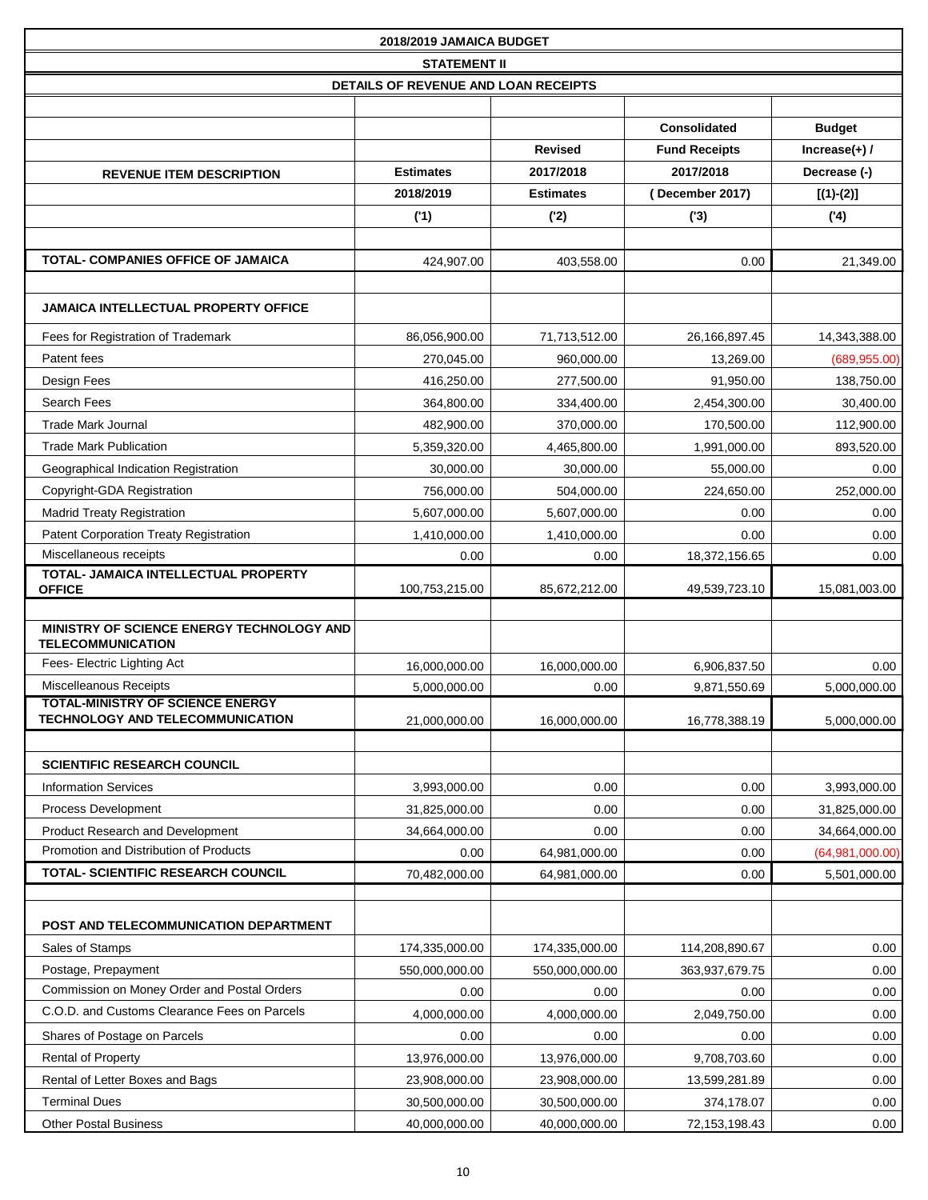# 2018/2019 JAMAICA BUDGET

## STATEMENT II

### DETAILS OF REVENUE AND LOAN RECEIPTS

| REVENUE ITEM DESCRIPTION | Estimates 2018/2019 ('1) | Revised 2017/2018 Estimates ('2) | Consolidated Fund Receipts 2017/2018 (December 2017) ('3) | Budget Increase(+) / Decrease (-) [(1)-(2)] ('4) |
|---|---|---|---|---|
| **TOTAL- COMPANIES OFFICE OF JAMAICA** | 424,907.00 | 403,558.00 | 0.00 | 21,349.00 |
| | | | | |
| **JAMAICA INTELLECTUAL PROPERTY OFFICE** | | | | |
| Fees for Registration of Trademark | 86,056,900.00 | 71,713,512.00 | 26,166,897.45 | 14,343,388.00 |
| Patent fees | 270,045.00 | 960,000.00 | 13,269.00 | (689,955.00) |
| Design Fees | 416,250.00 | 277,500.00 | 91,950.00 | 138,750.00 |
| Search Fees | 364,800.00 | 334,400.00 | 2,454,300.00 | 30,400.00 |
| Trade Mark Journal | 482,900.00 | 370,000.00 | 170,500.00 | 112,900.00 |
| Trade Mark Publication | 5,359,320.00 | 4,465,800.00 | 1,991,000.00 | 893,520.00 |
| Geographical Indication Registration | 30,000.00 | 30,000.00 | 55,000.00 | 0.00 |
| Copyright-GDA Registration | 756,000.00 | 504,000.00 | 224,650.00 | 252,000.00 |
| Madrid Treaty Registration | 5,607,000.00 | 5,607,000.00 | 0.00 | 0.00 |
| Patent Corporation Treaty Registration | 1,410,000.00 | 1,410,000.00 | 0.00 | 0.00 |
| Miscellaneous receipts | 0.00 | 0.00 | 18,372,156.65 | 0.00 |
| **TOTAL- JAMAICA INTELLECTUAL PROPERTY OFFICE** | 100,753,215.00 | 85,672,212.00 | 49,539,723.10 | 15,081,003.00 |
| | | | | |
| **MINISTRY OF SCIENCE ENERGY TECHNOLOGY AND TELECOMMUNICATION** | | | | |
| Fees- Electric Lighting Act | 16,000,000.00 | 16,000,000.00 | 6,906,837.50 | 0.00 |
| Miscelleanous Receipts | 5,000,000.00 | 0.00 | 9,871,550.69 | 5,000,000.00 |
| **TOTAL-MINISTRY OF SCIENCE ENERGY TECHNOLOGY AND TELECOMMUNICATION** | 21,000,000.00 | 16,000,000.00 | 16,778,388.19 | 5,000,000.00 |
| | | | | |
| **SCIENTIFIC RESEARCH COUNCIL** | | | | |
| Information Services | 3,993,000.00 | 0.00 | 0.00 | 3,993,000.00 |
| Process Development | 31,825,000.00 | 0.00 | 0.00 | 31,825,000.00 |
| Product Research and Development | 34,664,000.00 | 0.00 | 0.00 | 34,664,000.00 |
| Promotion and Distribution of Products | 0.00 | 64,981,000.00 | 0.00 | (64,981,000.00) |
| **TOTAL- SCIENTIFIC RESEARCH COUNCIL** | 70,482,000.00 | 64,981,000.00 | 0.00 | 5,501,000.00 |
| | | | | |
| **POST AND TELECOMMUNICATION DEPARTMENT** | | | | |
| Sales of Stamps | 174,335,000.00 | 174,335,000.00 | 114,208,890.67 | 0.00 |
| Postage, Prepayment | 550,000,000.00 | 550,000,000.00 | 363,937,679.75 | 0.00 |
| Commission on Money Order and Postal Orders | 0.00 | 0.00 | 0.00 | 0.00 |
| C.O.D. and Customs Clearance Fees on Parcels | 4,000,000.00 | 4,000,000.00 | 2,049,750.00 | 0.00 |
| Shares of Postage on Parcels | 0.00 | 0.00 | 0.00 | 0.00 |
| Rental of Property | 13,976,000.00 | 13,976,000.00 | 9,708,703.60 | 0.00 |
| Rental of Letter Boxes and Bags | 23,908,000.00 | 23,908,000.00 | 13,599,281.89 | 0.00 |
| Terminal Dues | 30,500,000.00 | 30,500,000.00 | 374,178.07 | 0.00 |
| Other Postal Business | 40,000,000.00 | 40,000,000.00 | 72,153,198.43 | 0.00 |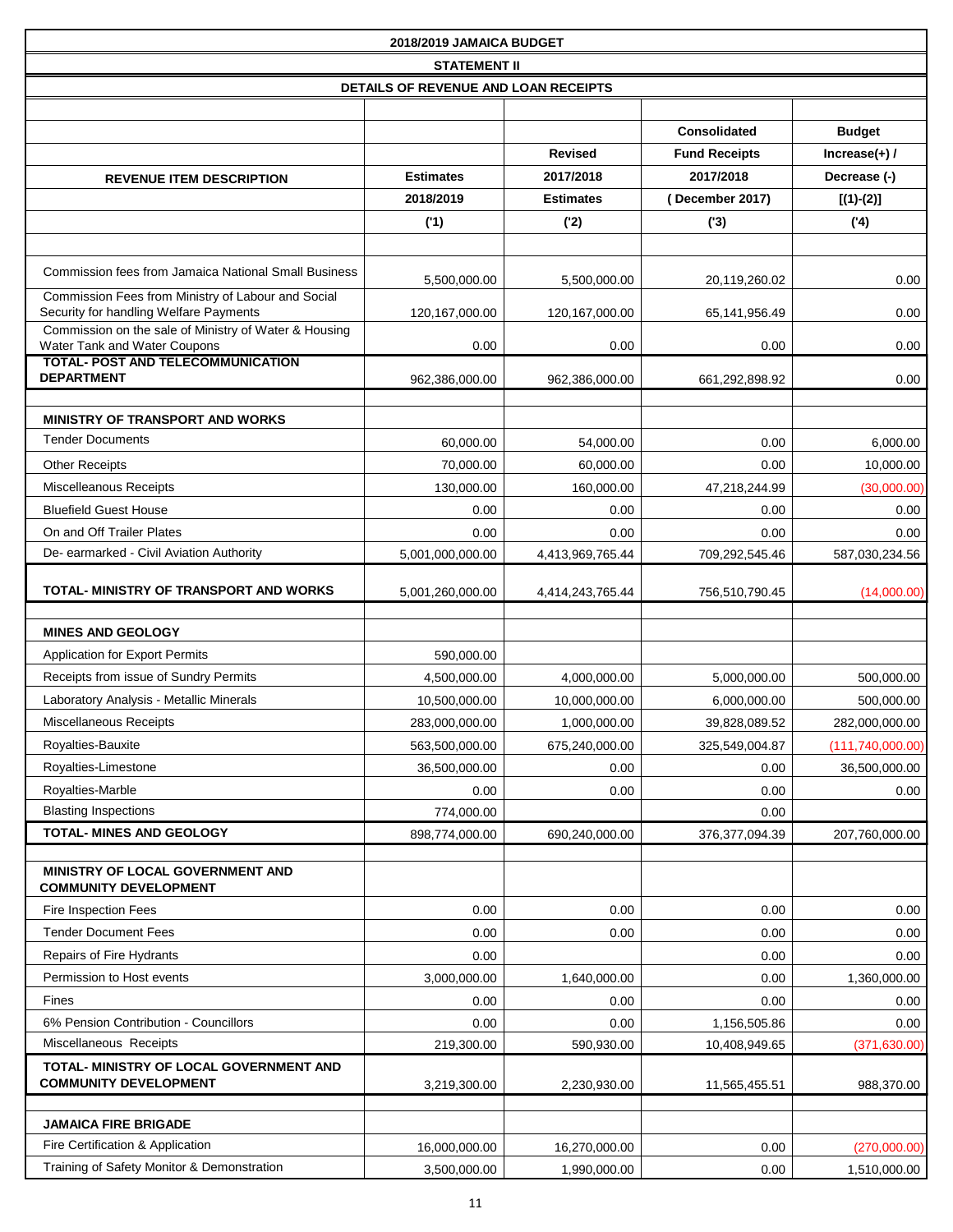| 2018/2019 JAMAICA BUDGET | | | | |
|---|---|---|---|---|
| **STATEMENT II** | | | | |
| **DETAILS OF REVENUE AND LOAN RECEIPTS** | | | | |
| **REVENUE ITEM DESCRIPTION** | **Estimates 2018/2019** | **Revised 2017/2018 Estimates** | **Consolidated Fund Receipts 2017/2018 ( December 2017)** | **Budget Increase(+) / Decrease (-) [(1)-(2)]** |
| | **('1)** | **('2)** | **('3)** | **('4)** |
| Commission fees from Jamaica National Small Business | 5,500,000.00 | 5,500,000.00 | 20,119,260.02 | 0.00 |
| Commission Fees from Ministry of Labour and Social Security for handling Welfare Payments | 120,167,000.00 | 120,167,000.00 | 65,141,956.49 | 0.00 |
| Commission on the sale of Ministry of Water & Housing Water Tank and Water Coupons | 0.00 | 0.00 | 0.00 | 0.00 |
| **TOTAL- POST AND TELECOMMUNICATION DEPARTMENT** | 962,386,000.00 | 962,386,000.00 | 661,292,898.92 | 0.00 |
| | | | | |
| **MINISTRY OF TRANSPORT AND WORKS** | | | | |
| Tender Documents | 60,000.00 | 54,000.00 | 0.00 | 6,000.00 |
| Other Receipts | 70,000.00 | 60,000.00 | 0.00 | 10,000.00 |
| Miscelleanous Receipts | 130,000.00 | 160,000.00 | 47,218,244.99 | (30,000.00) |
| Bluefield Guest House | 0.00 | 0.00 | 0.00 | 0.00 |
| On and Off Trailer Plates | 0.00 | 0.00 | 0.00 | 0.00 |
| De- earmarked - Civil Aviation Authority | 5,001,000,000.00 | 4,413,969,765.44 | 709,292,545.46 | 587,030,234.56 |
| **TOTAL- MINISTRY OF TRANSPORT AND WORKS** | 5,001,260,000.00 | 4,414,243,765.44 | 756,510,790.45 | (14,000.00) |
| | | | | |
| **MINES AND GEOLOGY** | | | | |
| Application for Export Permits | 590,000.00 | | | |
| Receipts from issue of Sundry Permits | 4,500,000.00 | 4,000,000.00 | 5,000,000.00 | 500,000.00 |
| Laboratory Analysis - Metallic Minerals | 10,500,000.00 | 10,000,000.00 | 6,000,000.00 | 500,000.00 |
| Miscellaneous Receipts | 283,000,000.00 | 1,000,000.00 | 39,828,089.52 | 282,000,000.00 |
| Royalties-Bauxite | 563,500,000.00 | 675,240,000.00 | 325,549,004.87 | (111,740,000.00) |
| Royalties-Limestone | 36,500,000.00 | 0.00 | 0.00 | 36,500,000.00 |
| Royalties-Marble | 0.00 | 0.00 | 0.00 | 0.00 |
| Blasting Inspections | 774,000.00 | | 0.00 | |
| **TOTAL- MINES AND GEOLOGY** | 898,774,000.00 | 690,240,000.00 | 376,377,094.39 | 207,760,000.00 |
| | | | | |
| **MINISTRY OF LOCAL GOVERNMENT AND COMMUNITY DEVELOPMENT** | | | | |
| Fire Inspection Fees | 0.00 | 0.00 | 0.00 | 0.00 |
| Tender Document Fees | 0.00 | 0.00 | 0.00 | 0.00 |
| Repairs of Fire Hydrants | 0.00 | | 0.00 | 0.00 |
| Permission to Host events | 3,000,000.00 | 1,640,000.00 | 0.00 | 1,360,000.00 |
| Fines | 0.00 | 0.00 | 0.00 | 0.00 |
| 6% Pension Contribution - Councillors | 0.00 | 0.00 | 1,156,505.86 | 0.00 |
| Miscellaneous Receipts | 219,300.00 | 590,930.00 | 10,408,949.65 | (371,630.00) |
| **TOTAL- MINISTRY OF LOCAL GOVERNMENT AND COMMUNITY DEVELOPMENT** | 3,219,300.00 | 2,230,930.00 | 11,565,455.51 | 988,370.00 |
| | | | | |
| **JAMAICA FIRE BRIGADE** | | | | |
| Fire Certification & Application | 16,000,000.00 | 16,270,000.00 | 0.00 | (270,000.00) |
| Training of Safety Monitor & Demonstration | 3,500,000.00 | 1,990,000.00 | 0.00 | 1,510,000.00 |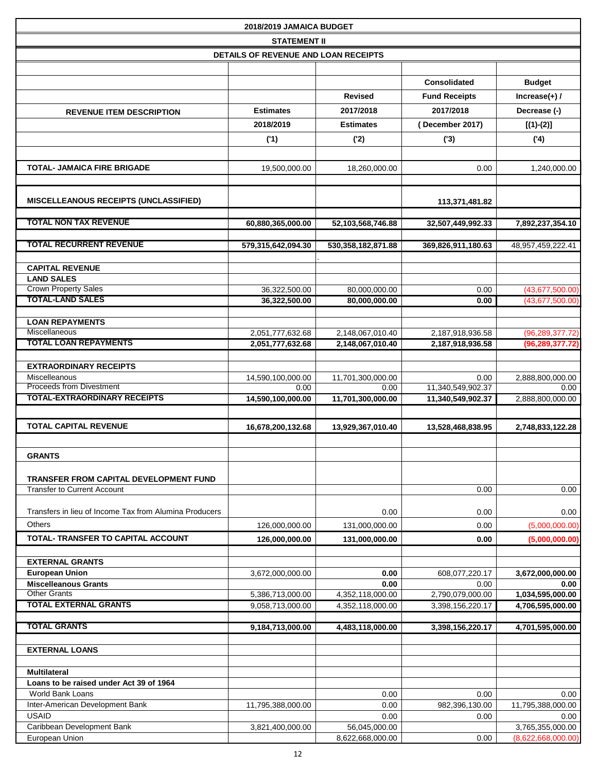# 2018/2019 JAMAICA BUDGET

## STATEMENT II

### DETAILS OF REVENUE AND LOAN RECEIPTS

| REVENUE ITEM DESCRIPTION | Estimates 2018/2019 ('1) | Revised 2017/2018 Estimates ('2) | Consolidated Fund Receipts 2017/2018 (December 2017) ('3) | Budget Increase(+) / Decrease (-) [(1)-(2)] ('4) |
|---|---|---|---|---|
| **TOTAL- JAMAICA FIRE BRIGADE** | 19,500,000.00 | 18,260,000.00 | 0.00 | 1,240,000.00 |
| **MISCELLEANOUS RECEIPTS (UNCLASSIFIED)** | | | 113,371,481.82 | |
| **TOTAL NON TAX REVENUE** | 60,880,365,000.00 | 52,103,568,746.88 | 32,507,449,992.33 | 7,892,237,354.10 |
| **TOTAL RECURRENT REVENUE** | 579,315,642,094.30 | 530,358,182,871.88 | 369,826,911,180.63 | 48,957,459,222.41 |
| **CAPITAL REVENUE** | | | | |
| **LAND SALES** | | | | |
| Crown Property Sales | 36,322,500.00 | 80,000,000.00 | 0.00 | (43,677,500.00) |
| **TOTAL-LAND SALES** | 36,322,500.00 | 80,000,000.00 | 0.00 | (43,677,500.00) |
| **LOAN REPAYMENTS** | | | | |
| Miscellaneous | 2,051,777,632.68 | 2,148,067,010.40 | 2,187,918,936.58 | (96,289,377.72) |
| **TOTAL LOAN REPAYMENTS** | 2,051,777,632.68 | 2,148,067,010.40 | 2,187,918,936.58 | (96,289,377.72) |
| **EXTRAORDINARY RECEIPTS** | | | | |
| Miscelleanous | 14,590,100,000.00 | 11,701,300,000.00 | 0.00 | 2,888,800,000.00 |
| Proceeds from Divestment | 0.00 | 0.00 | 11,340,549,902.37 | 0.00 |
| **TOTAL-EXTRAORDINARY RECEIPTS** | 14,590,100,000.00 | 11,701,300,000.00 | 11,340,549,902.37 | 2,888,800,000.00 |
| **TOTAL CAPITAL REVENUE** | 16,678,200,132.68 | 13,929,367,010.40 | 13,528,468,838.95 | 2,748,833,122.28 |
| **GRANTS** | | | | |
| **TRANSFER FROM CAPITAL DEVELOPMENT FUND** | | | | |
| Transfer to Current Account | | | 0.00 | 0.00 |
| Transfers in lieu of Income Tax from Alumina Producers | | 0.00 | 0.00 | 0.00 |
| Others | 126,000,000.00 | 131,000,000.00 | 0.00 | (5,000,000.00) |
| **TOTAL- TRANSFER TO CAPITAL ACCOUNT** | 126,000,000.00 | 131,000,000.00 | 0.00 | (5,000,000.00) |
| **EXTERNAL GRANTS** | | | | |
| **European Union** | 3,672,000,000.00 | 0.00 | 608,077,220.17 | 3,672,000,000.00 |
| **Miscelleanous Grants** | | 0.00 | 0.00 | 0.00 |
| Other Grants | 5,386,713,000.00 | 4,352,118,000.00 | 2,790,079,000.00 | 1,034,595,000.00 |
| **TOTAL EXTERNAL GRANTS** | 9,058,713,000.00 | 4,352,118,000.00 | 3,398,156,220.17 | 4,706,595,000.00 |
| **TOTAL GRANTS** | 9,184,713,000.00 | 4,483,118,000.00 | 3,398,156,220.17 | 4,701,595,000.00 |
| **EXTERNAL LOANS** | | | | |
| **Multilateral** | | | | |
| **Loans to be raised under Act 39 of 1964** | | | | |
| World Bank Loans | | 0.00 | 0.00 | 0.00 |
| Inter-American Development Bank | 11,795,388,000.00 | 0.00 | 982,396,130.00 | 11,795,388,000.00 |
| USAID | | 0.00 | 0.00 | 0.00 |
| Caribbean Development Bank | 3,821,400,000.00 | 56,045,000.00 | | 3,765,355,000.00 |
| European Union | | 8,622,668,000.00 | 0.00 | (8,622,668,000.00) |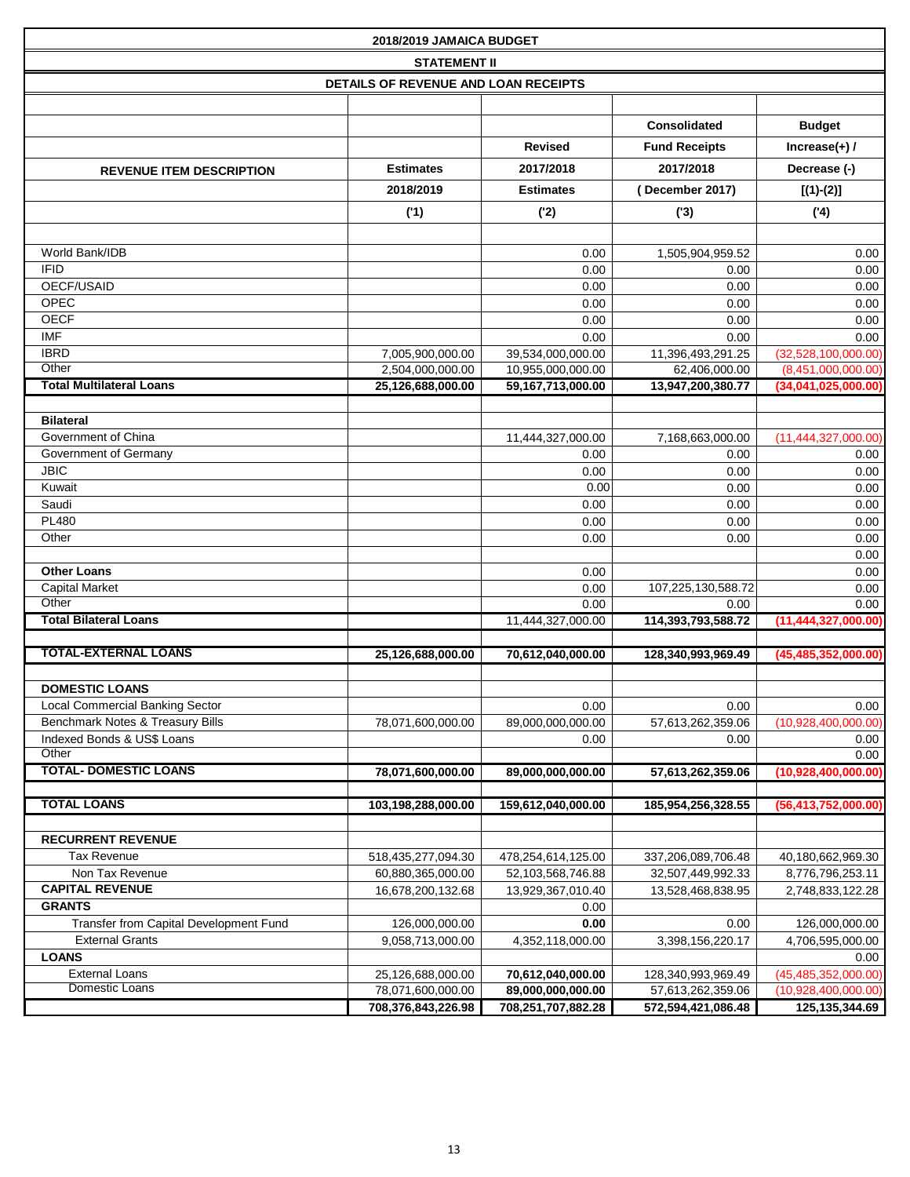**2018/2019 JAMAICA BUDGET**

**STATEMENT II**

**DETAILS OF REVENUE AND LOAN RECEIPTS**

| REVENUE ITEM DESCRIPTION | Estimates 2018/2019 ('1) | Revised 2017/2018 Estimates ('2) | Consolidated Fund Receipts 2017/2018 (December 2017) ('3) | Budget Increase(+) / Decrease (-) [(1)-(2)] ('4) |
|---|---|---|---|---|
| World Bank/IDB | | 0.00 | 1,505,904,959.52 | 0.00 |
| IFID | | 0.00 | 0.00 | 0.00 |
| OECF/USAID | | 0.00 | 0.00 | 0.00 |
| OPEC | | 0.00 | 0.00 | 0.00 |
| OECF | | 0.00 | 0.00 | 0.00 |
| IMF | | 0.00 | 0.00 | 0.00 |
| IBRD | 7,005,900,000.00 | 39,534,000,000.00 | 11,396,493,291.25 | (32,528,100,000.00) |
| Other | 2,504,000,000.00 | 10,955,000,000.00 | 62,406,000.00 | (8,451,000,000.00) |
| **Total Multilateral Loans** | **25,126,688,000.00** | **59,167,713,000.00** | **13,947,200,380.77** | **(34,041,025,000.00)** |
| | | | | |
| **Bilateral** | | | | |
| Government of China | | 11,444,327,000.00 | 7,168,663,000.00 | (11,444,327,000.00) |
| Government of Germany | | 0.00 | 0.00 | 0.00 |
| JBIC | | 0.00 | 0.00 | 0.00 |
| Kuwait | | 0.00 | 0.00 | 0.00 |
| Saudi | | 0.00 | 0.00 | 0.00 |
| PL480 | | 0.00 | 0.00 | 0.00 |
| Other | | 0.00 | 0.00 | 0.00 |
| | | | | 0.00 |
| **Other Loans** | | 0.00 | | 0.00 |
| Capital Market | | 0.00 | 107,225,130,588.72 | 0.00 |
| Other | | 0.00 | 0.00 | 0.00 |
| **Total Bilateral Loans** | | 11,444,327,000.00 | **114,393,793,588.72** | **(11,444,327,000.00)** |
| | | | | |
| **TOTAL-EXTERNAL LOANS** | **25,126,688,000.00** | **70,612,040,000.00** | **128,340,993,969.49** | **(45,485,352,000.00)** |
| | | | | |
| **DOMESTIC LOANS** | | | | |
| Local Commercial Banking Sector | | 0.00 | 0.00 | 0.00 |
| Benchmark Notes & Treasury Bills | 78,071,600,000.00 | 89,000,000,000.00 | 57,613,262,359.06 | (10,928,400,000.00) |
| Indexed Bonds & US$ Loans | | 0.00 | 0.00 | 0.00 |
| Other | | | | 0.00 |
| **TOTAL- DOMESTIC LOANS** | **78,071,600,000.00** | **89,000,000,000.00** | **57,613,262,359.06** | **(10,928,400,000.00)** |
| | | | | |
| **TOTAL LOANS** | **103,198,288,000.00** | **159,612,040,000.00** | **185,954,256,328.55** | **(56,413,752,000.00)** |
| | | | | |
| **RECURRENT REVENUE** | | | | |
| Tax Revenue | 518,435,277,094.30 | 478,254,614,125.00 | 337,206,089,706.48 | 40,180,662,969.30 |
| Non Tax Revenue | 60,880,365,000.00 | 52,103,568,746.88 | 32,507,449,992.33 | 8,776,796,253.11 |
| **CAPITAL REVENUE** | 16,678,200,132.68 | 13,929,367,010.40 | 13,528,468,838.95 | 2,748,833,122.28 |
| **GRANTS** | | 0.00 | | |
| Transfer from Capital Development Fund | 126,000,000.00 | **0.00** | 0.00 | 126,000,000.00 |
| External Grants | 9,058,713,000.00 | 4,352,118,000.00 | 3,398,156,220.17 | 4,706,595,000.00 |
| **LOANS** | | | | 0.00 |
| External Loans | 25,126,688,000.00 | **70,612,040,000.00** | 128,340,993,969.49 | (45,485,352,000.00) |
| Domestic Loans | 78,071,600,000.00 | **89,000,000,000.00** | 57,613,262,359.06 | (10,928,400,000.00) |
| | **708,376,843,226.98** | **708,251,707,882.28** | **572,594,421,086.48** | **125,135,344.69** |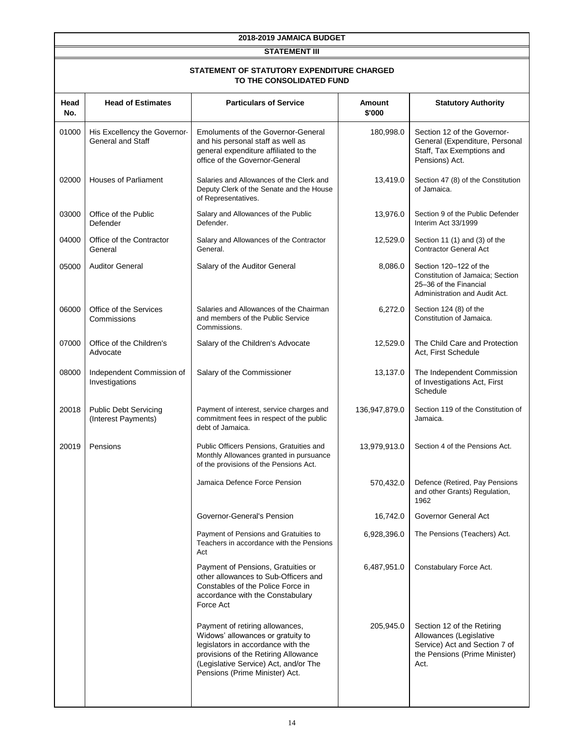# 2018-2019 JAMAICA BUDGET

## STATEMENT III

## STATEMENT OF STATUTORY EXPENDITURE CHARGED TO THE CONSOLIDATED FUND

| Head No. | Head of Estimates | Particulars of Service | Amount $'000 | Statutory Authority |
|---|---|---|---|---|
| 01000 | His Excellency the Governor-General and Staff | Emoluments of the Governor-General and his personal staff as well as general expenditure affiliated to the office of the Governor-General | 180,998.0 | Section 12 of the Governor-General (Expenditure, Personal Staff, Tax Exemptions and Pensions) Act. |
| 02000 | Houses of Parliament | Salaries and Allowances of the Clerk and Deputy Clerk of the Senate and the House of Representatives. | 13,419.0 | Section 47 (8) of the Constitution of Jamaica. |
| 03000 | Office of the Public Defender | Salary and Allowances of the Public Defender. | 13,976.0 | Section 9 of the Public Defender Interim Act 33/1999 |
| 04000 | Office of the Contractor General | Salary and Allowances of the Contractor General. | 12,529.0 | Section 11 (1) and (3) of the Contractor General Act |
| 05000 | Auditor General | Salary of the Auditor General | 8,086.0 | Section 120–122 of the Constitution of Jamaica; Section 25–36 of the Financial Administration and Audit Act. |
| 06000 | Office of the Services Commissions | Salaries and Allowances of the Chairman and members of the Public Service Commissions. | 6,272.0 | Section 124 (8) of the Constitution of Jamaica. |
| 07000 | Office of the Children's Advocate | Salary of the Children's Advocate | 12,529.0 | The Child Care and Protection Act, First Schedule |
| 08000 | Independent Commission of Investigations | Salary of the Commissioner | 13,137.0 | The Independent Commission of Investigations Act, First Schedule |
| 20018 | Public Debt Servicing (Interest Payments) | Payment of interest, service charges and commitment fees in respect of the public debt of Jamaica. | 136,947,879.0 | Section 119 of the Constitution of Jamaica. |
| 20019 | Pensions | Public Officers Pensions, Gratuities and Monthly Allowances granted in pursuance of the provisions of the Pensions Act. | 13,979,913.0 | Section 4 of the Pensions Act. |
| | | Jamaica Defence Force Pension | 570,432.0 | Defence (Retired, Pay Pensions and other Grants) Regulation, 1962 |
| | | Governor-General's Pension | 16,742.0 | Governor General Act |
| | | Payment of Pensions and Gratuities to Teachers in accordance with the Pensions Act | 6,928,396.0 | The Pensions (Teachers) Act. |
| | | Payment of Pensions, Gratuities or other allowances to Sub-Officers and Constables of the Police Force in accordance with the Constabulary Force Act | 6,487,951.0 | Constabulary Force Act. |
| | | Payment of retiring allowances, Widows' allowances or gratuity to legislators in accordance with the provisions of the Retiring Allowance (Legislative Service) Act, and/or The Pensions (Prime Minister) Act. | 205,945.0 | Section 12 of the Retiring Allowances (Legislative Service) Act and Section 7 of the Pensions (Prime Minister) Act. |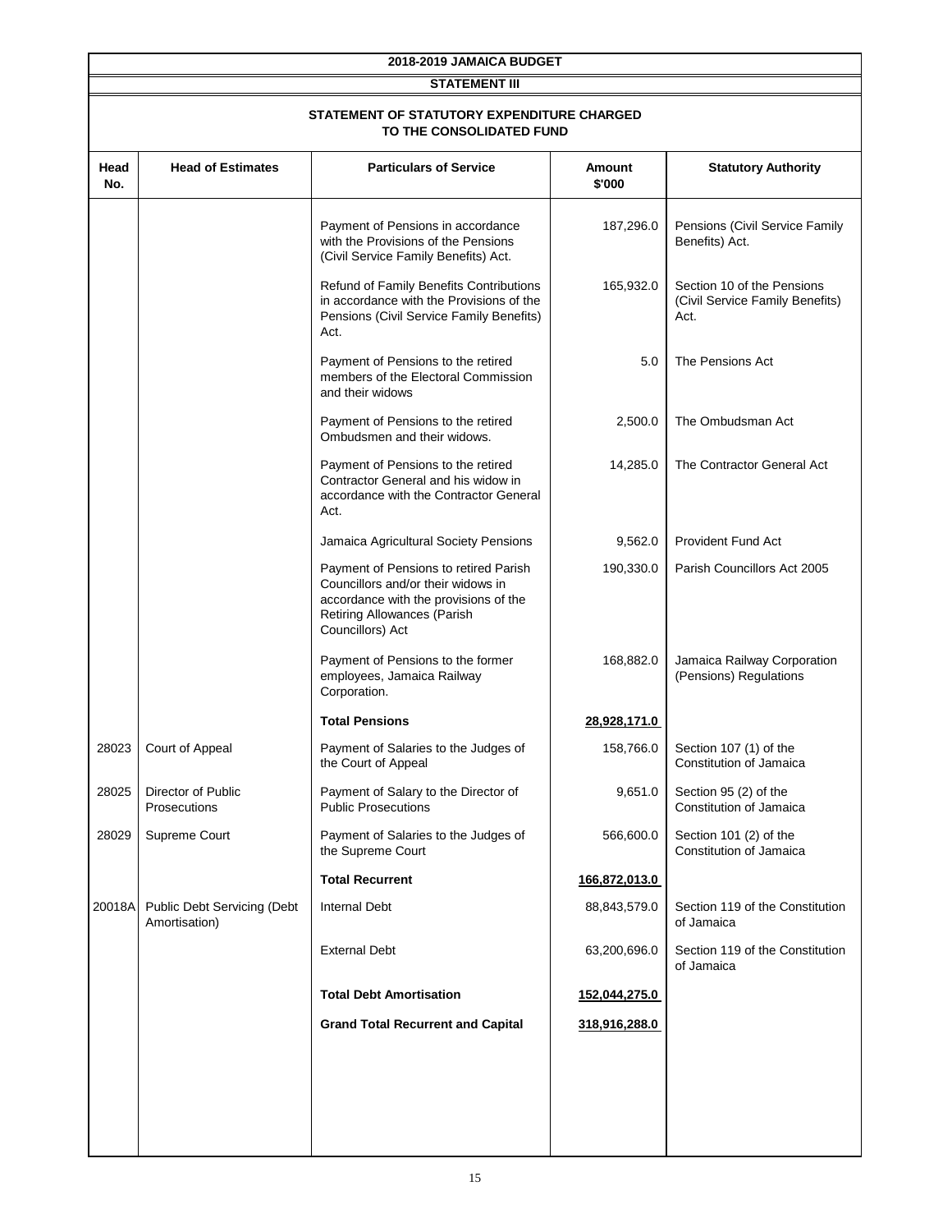## 2018-2019 JAMAICA BUDGET

### STATEMENT III

### STATEMENT OF STATUTORY EXPENDITURE CHARGED TO THE CONSOLIDATED FUND

| Head No. | Head of Estimates | Particulars of Service | Amount $'000 | Statutory Authority |
|---|---|---|---|---|
| | | Payment of Pensions in accordance with the Provisions of the Pensions (Civil Service Family Benefits) Act. | 187,296.0 | Pensions (Civil Service Family Benefits) Act. |
| | | Refund of Family Benefits Contributions in accordance with the Provisions of the Pensions (Civil Service Family Benefits) Act. | 165,932.0 | Section 10 of the Pensions (Civil Service Family Benefits) Act. |
| | | Payment of Pensions to the retired members of the Electoral Commission and their widows | 5.0 | The Pensions Act |
| | | Payment of Pensions to the retired Ombudsmen and their widows. | 2,500.0 | The Ombudsman Act |
| | | Payment of Pensions to the retired Contractor General and his widow in accordance with the Contractor General Act. | 14,285.0 | The Contractor General Act |
| | | Jamaica Agricultural Society Pensions | 9,562.0 | Provident Fund Act |
| | | Payment of Pensions to retired Parish Councillors and/or their widows in accordance with the provisions of the Retiring Allowances (Parish Councillors) Act | 190,330.0 | Parish Councillors Act 2005 |
| | | Payment of Pensions to the former employees, Jamaica Railway Corporation. | 168,882.0 | Jamaica Railway Corporation (Pensions) Regulations |
| | | **Total Pensions** | **28,928,171.0** | |
| 28023 | Court of Appeal | Payment of Salaries to the Judges of the Court of Appeal | 158,766.0 | Section 107 (1) of the Constitution of Jamaica |
| 28025 | Director of Public Prosecutions | Payment of Salary to the Director of Public Prosecutions | 9,651.0 | Section 95 (2) of the Constitution of Jamaica |
| 28029 | Supreme Court | Payment of Salaries to the Judges of the Supreme Court | 566,600.0 | Section 101 (2) of the Constitution of Jamaica |
| | | **Total Recurrent** | **166,872,013.0** | |
| 20018A | Public Debt Servicing (Debt Amortisation) | Internal Debt | 88,843,579.0 | Section 119 of the Constitution of Jamaica |
| | | External Debt | 63,200,696.0 | Section 119 of the Constitution of Jamaica |
| | | **Total Debt Amortisation** | **152,044,275.0** | |
| | | **Grand Total Recurrent and Capital** | **318,916,288.0** | |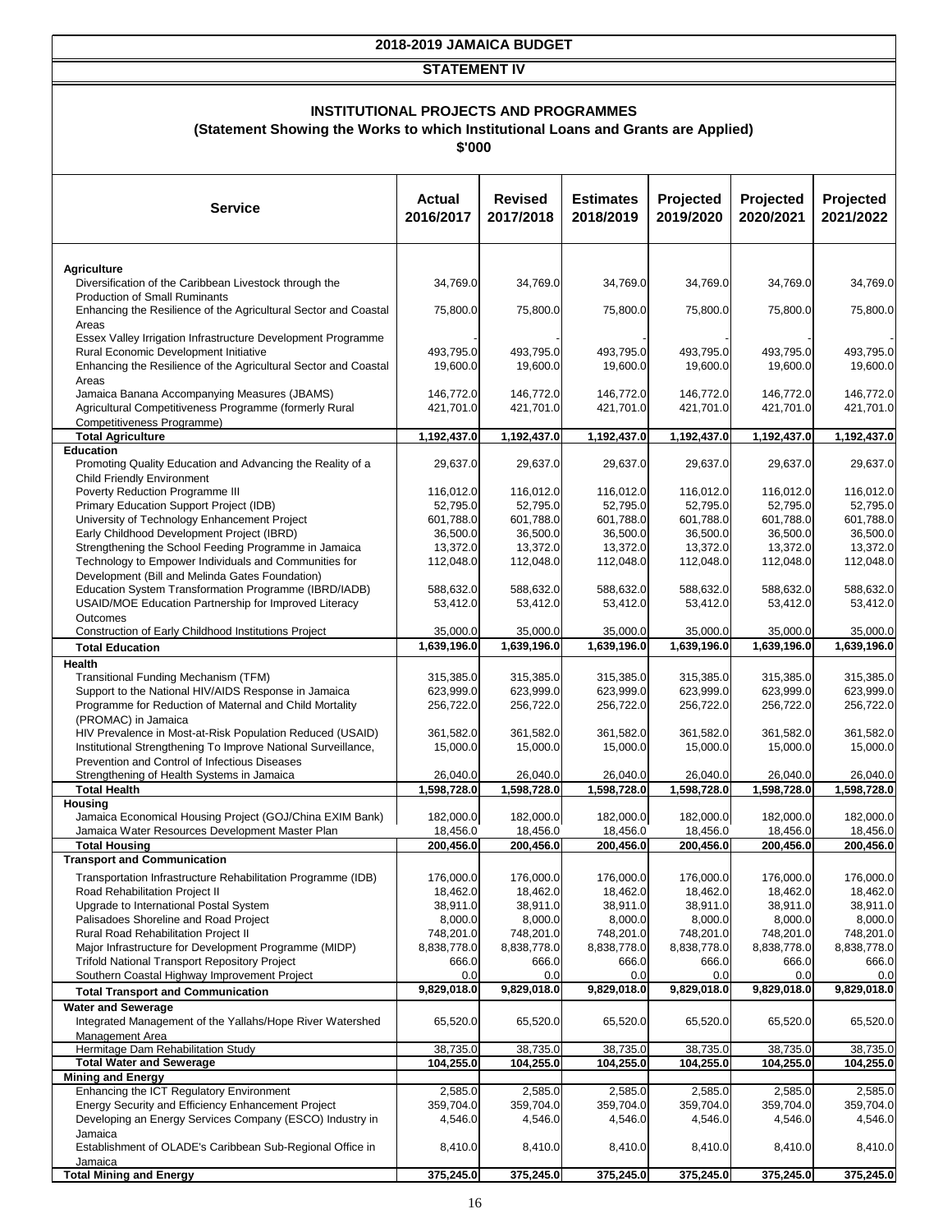# 2018-2019 JAMAICA BUDGET

## STATEMENT IV

### INSTITUTIONAL PROJECTS AND PROGRAMMES
**(Statement Showing the Works to which Institutional Loans and Grants are Applied)**
**$'000**

| Service | Actual 2016/2017 | Revised 2017/2018 | Estimates 2018/2019 | Projected 2019/2020 | Projected 2020/2021 | Projected 2021/2022 |
|---|---|---|---|---|---|---|
| **Agriculture** | | | | | | |
| Diversification of the Caribbean Livestock through the Production of Small Ruminants | 34,769.0 | 34,769.0 | 34,769.0 | 34,769.0 | 34,769.0 | 34,769.0 |
| Enhancing the Resilience of the Agricultural Sector and Coastal Areas | 75,800.0 | 75,800.0 | 75,800.0 | 75,800.0 | 75,800.0 | 75,800.0 |
| Essex Valley Irrigation Infrastructure Development Programme | - | - | - | - | - | - |
| Rural Economic Development Initiative | 493,795.0 | 493,795.0 | 493,795.0 | 493,795.0 | 493,795.0 | 493,795.0 |
| Enhancing the Resilience of the Agricultural Sector and Coastal Areas | 19,600.0 | 19,600.0 | 19,600.0 | 19,600.0 | 19,600.0 | 19,600.0 |
| Jamaica Banana Accompanying Measures (JBAMS) | 146,772.0 | 146,772.0 | 146,772.0 | 146,772.0 | 146,772.0 | 146,772.0 |
| Agricultural Competitiveness Programme (formerly Rural Competitiveness Programme) | 421,701.0 | 421,701.0 | 421,701.0 | 421,701.0 | 421,701.0 | 421,701.0 |
| **Total Agriculture** | **1,192,437.0** | **1,192,437.0** | **1,192,437.0** | **1,192,437.0** | **1,192,437.0** | **1,192,437.0** |
| **Education** | | | | | | |
| Promoting Quality Education and Advancing the Reality of a Child Friendly Environment | 29,637.0 | 29,637.0 | 29,637.0 | 29,637.0 | 29,637.0 | 29,637.0 |
| Poverty Reduction Programme III | 116,012.0 | 116,012.0 | 116,012.0 | 116,012.0 | 116,012.0 | 116,012.0 |
| Primary Education Support Project (IDB) | 52,795.0 | 52,795.0 | 52,795.0 | 52,795.0 | 52,795.0 | 52,795.0 |
| University of Technology Enhancement Project | 601,788.0 | 601,788.0 | 601,788.0 | 601,788.0 | 601,788.0 | 601,788.0 |
| Early Childhood Development Project (IBRD) | 36,500.0 | 36,500.0 | 36,500.0 | 36,500.0 | 36,500.0 | 36,500.0 |
| Strengthening the School Feeding Programme in Jamaica | 13,372.0 | 13,372.0 | 13,372.0 | 13,372.0 | 13,372.0 | 13,372.0 |
| Technology to Empower Individuals and Communities for Development (Bill and Melinda Gates Foundation) | 112,048.0 | 112,048.0 | 112,048.0 | 112,048.0 | 112,048.0 | 112,048.0 |
| Education System Transformation Programme (IBRD/IADB) | 588,632.0 | 588,632.0 | 588,632.0 | 588,632.0 | 588,632.0 | 588,632.0 |
| USAID/MOE Education Partnership for Improved Literacy Outcomes | 53,412.0 | 53,412.0 | 53,412.0 | 53,412.0 | 53,412.0 | 53,412.0 |
| Construction of Early Childhood Institutions Project | 35,000.0 | 35,000.0 | 35,000.0 | 35,000.0 | 35,000.0 | 35,000.0 |
| **Total Education** | **1,639,196.0** | **1,639,196.0** | **1,639,196.0** | **1,639,196.0** | **1,639,196.0** | **1,639,196.0** |
| **Health** | | | | | | |
| Transitional Funding Mechanism (TFM) | 315,385.0 | 315,385.0 | 315,385.0 | 315,385.0 | 315,385.0 | 315,385.0 |
| Support to the National HIV/AIDS Response in Jamaica | 623,999.0 | 623,999.0 | 623,999.0 | 623,999.0 | 623,999.0 | 623,999.0 |
| Programme for Reduction of Maternal and Child Mortality (PROMAC) in Jamaica | 256,722.0 | 256,722.0 | 256,722.0 | 256,722.0 | 256,722.0 | 256,722.0 |
| HIV Prevalence in Most-at-Risk Population Reduced (USAID) | 361,582.0 | 361,582.0 | 361,582.0 | 361,582.0 | 361,582.0 | 361,582.0 |
| Institutional Strengthening To Improve National Surveillance, Prevention and Control of Infectious Diseases | 15,000.0 | 15,000.0 | 15,000.0 | 15,000.0 | 15,000.0 | 15,000.0 |
| Strengthening of Health Systems in Jamaica | 26,040.0 | 26,040.0 | 26,040.0 | 26,040.0 | 26,040.0 | 26,040.0 |
| **Total Health** | **1,598,728.0** | **1,598,728.0** | **1,598,728.0** | **1,598,728.0** | **1,598,728.0** | **1,598,728.0** |
| **Housing** | | | | | | |
| Jamaica Economical Housing Project (GOJ/China EXIM Bank) | 182,000.0 | 182,000.0 | 182,000.0 | 182,000.0 | 182,000.0 | 182,000.0 |
| Jamaica Water Resources Development Master Plan | 18,456.0 | 18,456.0 | 18,456.0 | 18,456.0 | 18,456.0 | 18,456.0 |
| **Total Housing** | **200,456.0** | **200,456.0** | **200,456.0** | **200,456.0** | **200,456.0** | **200,456.0** |
| **Transport and Communication** | | | | | | |
| Transportation Infrastructure Rehabilitation Programme (IDB) | 176,000.0 | 176,000.0 | 176,000.0 | 176,000.0 | 176,000.0 | 176,000.0 |
| Road Rehabilitation Project II | 18,462.0 | 18,462.0 | 18,462.0 | 18,462.0 | 18,462.0 | 18,462.0 |
| Upgrade to International Postal System | 38,911.0 | 38,911.0 | 38,911.0 | 38,911.0 | 38,911.0 | 38,911.0 |
| Palisadoes Shoreline and Road Project | 8,000.0 | 8,000.0 | 8,000.0 | 8,000.0 | 8,000.0 | 8,000.0 |
| Rural Road Rehabilitation Project II | 748,201.0 | 748,201.0 | 748,201.0 | 748,201.0 | 748,201.0 | 748,201.0 |
| Major Infrastructure for Development Programme (MIDP) | 8,838,778.0 | 8,838,778.0 | 8,838,778.0 | 8,838,778.0 | 8,838,778.0 | 8,838,778.0 |
| Trifold National Transport Repository Project | 666.0 | 666.0 | 666.0 | 666.0 | 666.0 | 666.0 |
| Southern Coastal Highway Improvement Project | 0.0 | 0.0 | 0.0 | 0.0 | 0.0 | 0.0 |
| **Total Transport and Communication** | **9,829,018.0** | **9,829,018.0** | **9,829,018.0** | **9,829,018.0** | **9,829,018.0** | **9,829,018.0** |
| **Water and Sewerage** | | | | | | |
| Integrated Management of the Yallahs/Hope River Watershed Management Area | 65,520.0 | 65,520.0 | 65,520.0 | 65,520.0 | 65,520.0 | 65,520.0 |
| Hermitage Dam Rehabilitation Study | 38,735.0 | 38,735.0 | 38,735.0 | 38,735.0 | 38,735.0 | 38,735.0 |
| **Total Water and Sewerage** | **104,255.0** | **104,255.0** | **104,255.0** | **104,255.0** | **104,255.0** | **104,255.0** |
| **Mining and Energy** | | | | | | |
| Enhancing the ICT Regulatory Environment | 2,585.0 | 2,585.0 | 2,585.0 | 2,585.0 | 2,585.0 | 2,585.0 |
| Energy Security and Efficiency Enhancement Project | 359,704.0 | 359,704.0 | 359,704.0 | 359,704.0 | 359,704.0 | 359,704.0 |
| Developing an Energy Services Company (ESCO) Industry in Jamaica | 4,546.0 | 4,546.0 | 4,546.0 | 4,546.0 | 4,546.0 | 4,546.0 |
| Establishment of OLADE's Caribbean Sub-Regional Office in Jamaica | 8,410.0 | 8,410.0 | 8,410.0 | 8,410.0 | 8,410.0 | 8,410.0 |
| **Total Mining and Energy** | **375,245.0** | **375,245.0** | **375,245.0** | **375,245.0** | **375,245.0** | **375,245.0** |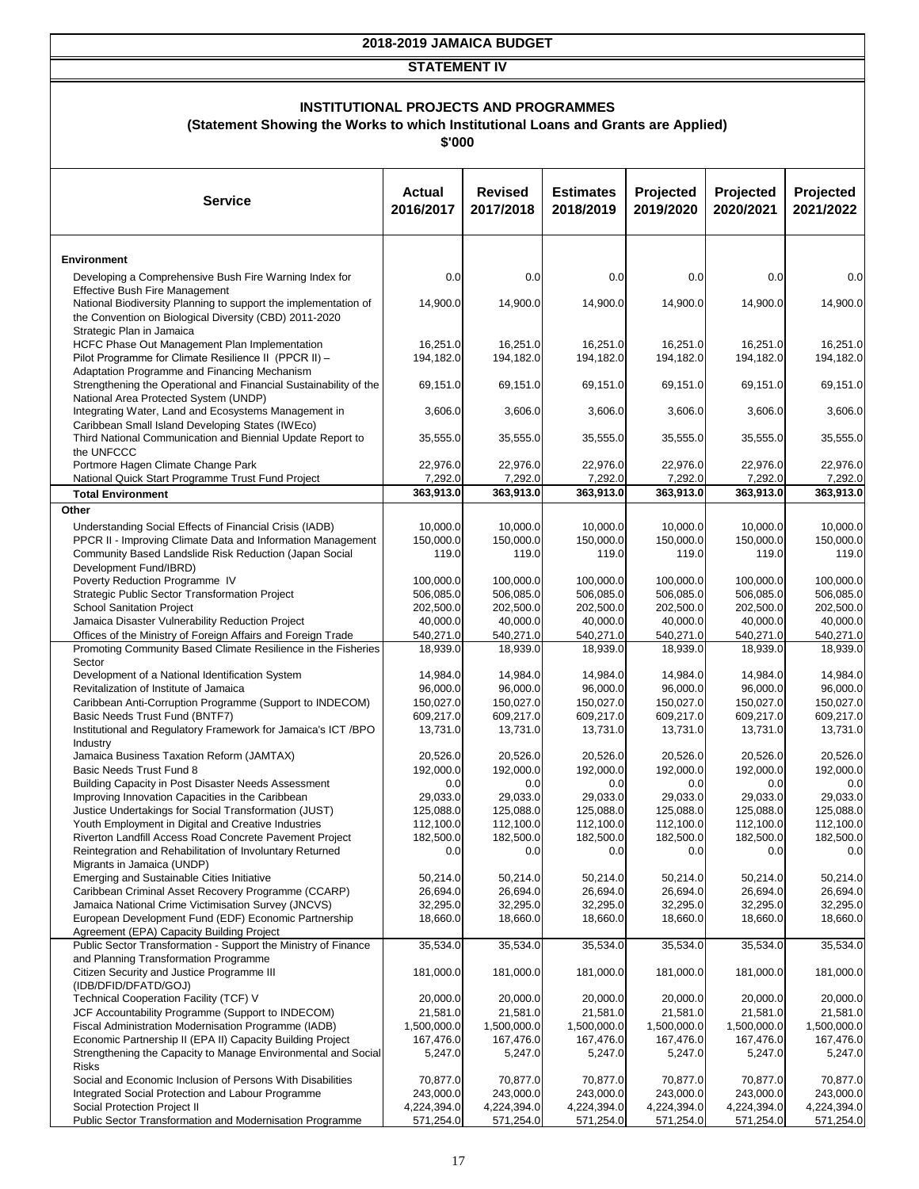# 2018-2019 JAMAICA BUDGET

## STATEMENT IV

### INSTITUTIONAL PROJECTS AND PROGRAMMES
**(Statement Showing the Works to which Institutional Loans and Grants are Applied)**
**$'000**

| Service | Actual 2016/2017 | Revised 2017/2018 | Estimates 2018/2019 | Projected 2019/2020 | Projected 2020/2021 | Projected 2021/2022 |
|---|---|---|---|---|---|---|
| **Environment** | | | | | | |
| Developing a Comprehensive Bush Fire Warning Index for Effective Bush Fire Management | 0.0 | 0.0 | 0.0 | 0.0 | 0.0 | 0.0 |
| National Biodiversity Planning to support the implementation of the Convention on Biological Diversity (CBD) 2011-2020 Strategic Plan in Jamaica | 14,900.0 | 14,900.0 | 14,900.0 | 14,900.0 | 14,900.0 | 14,900.0 |
| HCFC Phase Out Management Plan Implementation | 16,251.0 | 16,251.0 | 16,251.0 | 16,251.0 | 16,251.0 | 16,251.0 |
| Pilot Programme for Climate Resilience II (PPCR II) – Adaptation Programme and Financing Mechanism | 194,182.0 | 194,182.0 | 194,182.0 | 194,182.0 | 194,182.0 | 194,182.0 |
| Strengthening the Operational and Financial Sustainability of the National Area Protected System (UNDP) | 69,151.0 | 69,151.0 | 69,151.0 | 69,151.0 | 69,151.0 | 69,151.0 |
| Integrating Water, Land and Ecosystems Management in Caribbean Small Island Developing States (IWEco) | 3,606.0 | 3,606.0 | 3,606.0 | 3,606.0 | 3,606.0 | 3,606.0 |
| Third National Communication and Biennial Update Report to the UNFCCC | 35,555.0 | 35,555.0 | 35,555.0 | 35,555.0 | 35,555.0 | 35,555.0 |
| Portmore Hagen Climate Change Park | 22,976.0 | 22,976.0 | 22,976.0 | 22,976.0 | 22,976.0 | 22,976.0 |
| National Quick Start Programme Trust Fund Project | 7,292.0 | 7,292.0 | 7,292.0 | 7,292.0 | 7,292.0 | 7,292.0 |
| **Total Environment** | **363,913.0** | **363,913.0** | **363,913.0** | **363,913.0** | **363,913.0** | **363,913.0** |
| **Other** | | | | | | |
| Understanding Social Effects of Financial Crisis (IADB) | 10,000.0 | 10,000.0 | 10,000.0 | 10,000.0 | 10,000.0 | 10,000.0 |
| PPCR II - Improving Climate Data and Information Management | 150,000.0 | 150,000.0 | 150,000.0 | 150,000.0 | 150,000.0 | 150,000.0 |
| Community Based Landslide Risk Reduction (Japan Social Development Fund/IBRD) | 119.0 | 119.0 | 119.0 | 119.0 | 119.0 | 119.0 |
| Poverty Reduction Programme IV | 100,000.0 | 100,000.0 | 100,000.0 | 100,000.0 | 100,000.0 | 100,000.0 |
| Strategic Public Sector Transformation Project | 506,085.0 | 506,085.0 | 506,085.0 | 506,085.0 | 506,085.0 | 506,085.0 |
| School Sanitation Project | 202,500.0 | 202,500.0 | 202,500.0 | 202,500.0 | 202,500.0 | 202,500.0 |
| Jamaica Disaster Vulnerability Reduction Project | 40,000.0 | 40,000.0 | 40,000.0 | 40,000.0 | 40,000.0 | 40,000.0 |
| Offices of the Ministry of Foreign Affairs and Foreign Trade | 540,271.0 | 540,271.0 | 540,271.0 | 540,271.0 | 540,271.0 | 540,271.0 |
| Promoting Community Based Climate Resilience in the Fisheries Sector | 18,939.0 | 18,939.0 | 18,939.0 | 18,939.0 | 18,939.0 | 18,939.0 |
| Development of a National Identification System | 14,984.0 | 14,984.0 | 14,984.0 | 14,984.0 | 14,984.0 | 14,984.0 |
| Revitalization of Institute of Jamaica | 96,000.0 | 96,000.0 | 96,000.0 | 96,000.0 | 96,000.0 | 96,000.0 |
| Caribbean Anti-Corruption Programme (Support to INDECOM) | 150,027.0 | 150,027.0 | 150,027.0 | 150,027.0 | 150,027.0 | 150,027.0 |
| Basic Needs Trust Fund (BNTF7) | 609,217.0 | 609,217.0 | 609,217.0 | 609,217.0 | 609,217.0 | 609,217.0 |
| Institutional and Regulatory Framework for Jamaica's ICT /BPO Industry | 13,731.0 | 13,731.0 | 13,731.0 | 13,731.0 | 13,731.0 | 13,731.0 |
| Jamaica Business Taxation Reform (JAMTAX) | 20,526.0 | 20,526.0 | 20,526.0 | 20,526.0 | 20,526.0 | 20,526.0 |
| Basic Needs Trust Fund 8 | 192,000.0 | 192,000.0 | 192,000.0 | 192,000.0 | 192,000.0 | 192,000.0 |
| Building Capacity in Post Disaster Needs Assessment | 0.0 | 0.0 | 0.0 | 0.0 | 0.0 | 0.0 |
| Improving Innovation Capacities in the Caribbean | 29,033.0 | 29,033.0 | 29,033.0 | 29,033.0 | 29,033.0 | 29,033.0 |
| Justice Undertakings for Social Transformation (JUST) | 125,088.0 | 125,088.0 | 125,088.0 | 125,088.0 | 125,088.0 | 125,088.0 |
| Youth Employment in Digital and Creative Industries | 112,100.0 | 112,100.0 | 112,100.0 | 112,100.0 | 112,100.0 | 112,100.0 |
| Riverton Landfill Access Road Concrete Pavement Project | 182,500.0 | 182,500.0 | 182,500.0 | 182,500.0 | 182,500.0 | 182,500.0 |
| Reintegration and Rehabilitation of Involuntary Returned Migrants in Jamaica (UNDP) | 0.0 | 0.0 | 0.0 | 0.0 | 0.0 | 0.0 |
| Emerging and Sustainable Cities Initiative | 50,214.0 | 50,214.0 | 50,214.0 | 50,214.0 | 50,214.0 | 50,214.0 |
| Caribbean Criminal Asset Recovery Programme (CCARP) | 26,694.0 | 26,694.0 | 26,694.0 | 26,694.0 | 26,694.0 | 26,694.0 |
| Jamaica National Crime Victimisation Survey (JNCVS) | 32,295.0 | 32,295.0 | 32,295.0 | 32,295.0 | 32,295.0 | 32,295.0 |
| European Development Fund (EDF) Economic Partnership Agreement (EPA) Capacity Building Project | 18,660.0 | 18,660.0 | 18,660.0 | 18,660.0 | 18,660.0 | 18,660.0 |
| Public Sector Transformation - Support the Ministry of Finance and Planning Transformation Programme | 35,534.0 | 35,534.0 | 35,534.0 | 35,534.0 | 35,534.0 | 35,534.0 |
| Citizen Security and Justice Programme III (IDB/DFID/DFATD/GOJ) | 181,000.0 | 181,000.0 | 181,000.0 | 181,000.0 | 181,000.0 | 181,000.0 |
| Technical Cooperation Facility (TCF) V | 20,000.0 | 20,000.0 | 20,000.0 | 20,000.0 | 20,000.0 | 20,000.0 |
| JCF Accountability Programme (Support to INDECOM) | 21,581.0 | 21,581.0 | 21,581.0 | 21,581.0 | 21,581.0 | 21,581.0 |
| Fiscal Administration Modernisation Programme (IADB) | 1,500,000.0 | 1,500,000.0 | 1,500,000.0 | 1,500,000.0 | 1,500,000.0 | 1,500,000.0 |
| Economic Partnership II (EPA II) Capacity Building Project | 167,476.0 | 167,476.0 | 167,476.0 | 167,476.0 | 167,476.0 | 167,476.0 |
| Strengthening the Capacity to Manage Environmental and Social Risks | 5,247.0 | 5,247.0 | 5,247.0 | 5,247.0 | 5,247.0 | 5,247.0 |
| Social and Economic Inclusion of Persons With Disabilities | 70,877.0 | 70,877.0 | 70,877.0 | 70,877.0 | 70,877.0 | 70,877.0 |
| Integrated Social Protection and Labour Programme | 243,000.0 | 243,000.0 | 243,000.0 | 243,000.0 | 243,000.0 | 243,000.0 |
| Social Protection Project II | 4,224,394.0 | 4,224,394.0 | 4,224,394.0 | 4,224,394.0 | 4,224,394.0 | 4,224,394.0 |
| Public Sector Transformation and Modernisation Programme | 571,254.0 | 571,254.0 | 571,254.0 | 571,254.0 | 571,254.0 | 571,254.0 |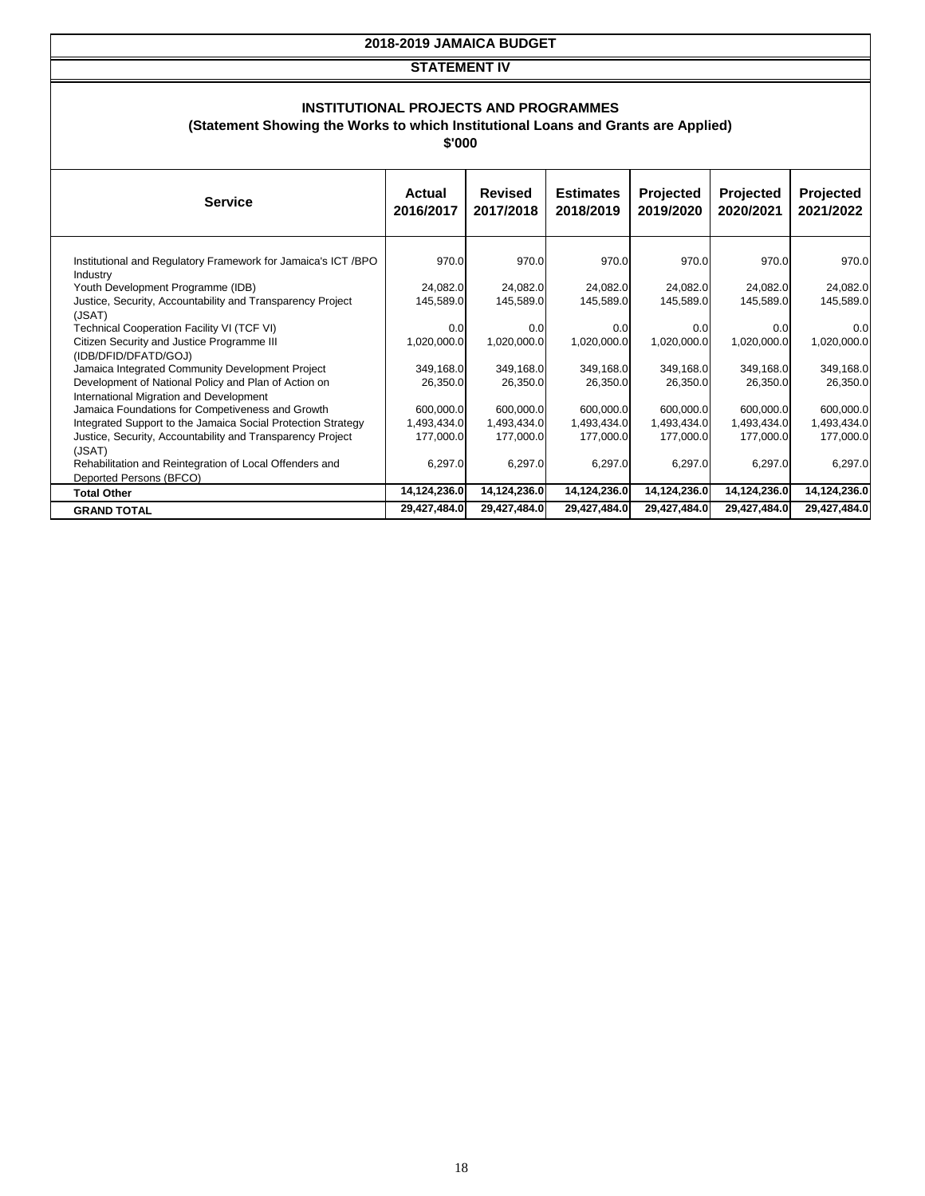# 2018-2019 JAMAICA BUDGET

## STATEMENT IV

### INSTITUTIONAL PROJECTS AND PROGRAMMES
**(Statement Showing the Works to which Institutional Loans and Grants are Applied)**
**$'000**

| Service | Actual 2016/2017 | Revised 2017/2018 | Estimates 2018/2019 | Projected 2019/2020 | Projected 2020/2021 | Projected 2021/2022 |
|---|---|---|---|---|---|---|
| Institutional and Regulatory Framework for Jamaica's ICT /BPO Industry | 970.0 | 970.0 | 970.0 | 970.0 | 970.0 | 970.0 |
| Youth Development Programme (IDB) | 24,082.0 | 24,082.0 | 24,082.0 | 24,082.0 | 24,082.0 | 24,082.0 |
| Justice, Security, Accountability and Transparency Project (JSAT) | 145,589.0 | 145,589.0 | 145,589.0 | 145,589.0 | 145,589.0 | 145,589.0 |
| Technical Cooperation Facility VI (TCF VI) | 0.0 | 0.0 | 0.0 | 0.0 | 0.0 | 0.0 |
| Citizen Security and Justice Programme III (IDB/DFID/DFATD/GOJ) | 1,020,000.0 | 1,020,000.0 | 1,020,000.0 | 1,020,000.0 | 1,020,000.0 | 1,020,000.0 |
| Jamaica Integrated Community Development Project | 349,168.0 | 349,168.0 | 349,168.0 | 349,168.0 | 349,168.0 | 349,168.0 |
| Development of National Policy and Plan of Action on International Migration and Development | 26,350.0 | 26,350.0 | 26,350.0 | 26,350.0 | 26,350.0 | 26,350.0 |
| Jamaica Foundations for Competiveness and Growth | 600,000.0 | 600,000.0 | 600,000.0 | 600,000.0 | 600,000.0 | 600,000.0 |
| Integrated Support to the Jamaica Social Protection Strategy | 1,493,434.0 | 1,493,434.0 | 1,493,434.0 | 1,493,434.0 | 1,493,434.0 | 1,493,434.0 |
| Justice, Security, Accountability and Transparency Project (JSAT) | 177,000.0 | 177,000.0 | 177,000.0 | 177,000.0 | 177,000.0 | 177,000.0 |
| Rehabilitation and Reintegration of Local Offenders and Deported Persons (BFCO) | 6,297.0 | 6,297.0 | 6,297.0 | 6,297.0 | 6,297.0 | 6,297.0 |
| **Total Other** | **14,124,236.0** | **14,124,236.0** | **14,124,236.0** | **14,124,236.0** | **14,124,236.0** | **14,124,236.0** |
| **GRAND TOTAL** | **29,427,484.0** | **29,427,484.0** | **29,427,484.0** | **29,427,484.0** | **29,427,484.0** | **29,427,484.0** |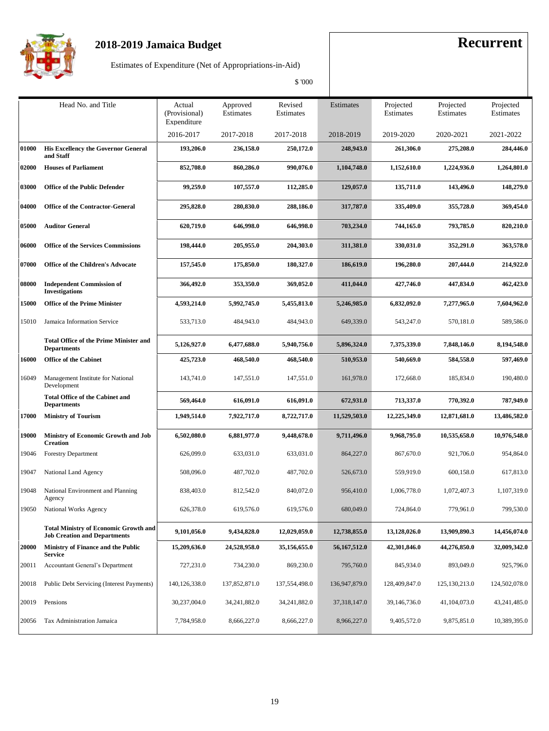# 2018-2019 Jamaica Budget

## Recurrent

Estimates of Expenditure (Net of Appropriations-in-Aid)

$ '000

| | Head No. and Title | Actual (Provisional) Expenditure | Approved Estimates | Revised Estimates | Estimates | Projected Estimates | Projected Estimates | Projected Estimates |
|---|---|---|---|---|---|---|---|---|
| | | 2016-2017 | 2017-2018 | 2017-2018 | 2018-2019 | 2019-2020 | 2020-2021 | 2021-2022 |
| **01000** | **His Excellency the Governor General and Staff** | **193,206.0** | **236,158.0** | **250,172.0** | **248,943.0** | **261,306.0** | **275,208.0** | **284,446.0** |
| **02000** | **Houses of Parliament** | **852,708.0** | **860,286.0** | **990,076.0** | **1,104,748.0** | **1,152,610.0** | **1,224,936.0** | **1,264,801.0** |
| **03000** | **Office of the Public Defender** | **99,259.0** | **107,557.0** | **112,285.0** | **129,057.0** | **135,711.0** | **143,496.0** | **148,279.0** |
| **04000** | **Office of the Contractor-General** | **295,828.0** | **280,830.0** | **288,186.0** | **317,787.0** | **335,409.0** | **355,728.0** | **369,454.0** |
| **05000** | **Auditor General** | **620,719.0** | **646,998.0** | **646,998.0** | **703,234.0** | **744,165.0** | **793,785.0** | **820,210.0** |
| **06000** | **Office of the Services Commissions** | **198,444.0** | **205,955.0** | **204,303.0** | **311,381.0** | **330,031.0** | **352,291.0** | **363,578.0** |
| **07000** | **Office of the Children's Advocate** | **157,545.0** | **175,850.0** | **180,327.0** | **186,619.0** | **196,280.0** | **207,444.0** | **214,922.0** |
| **08000** | **Independent Commission of Investigations** | **366,492.0** | **353,350.0** | **369,052.0** | **411,044.0** | **427,746.0** | **447,834.0** | **462,423.0** |
| **15000** | **Office of the Prime Minister** | **4,593,214.0** | **5,992,745.0** | **5,455,813.0** | **5,246,985.0** | **6,832,092.0** | **7,277,965.0** | **7,604,962.0** |
| 15010 | Jamaica Information Service | 533,713.0 | 484,943.0 | 484,943.0 | 649,339.0 | 543,247.0 | 570,181.0 | 589,586.0 |
| | **Total Office of the Prime Minister and Departments** | **5,126,927.0** | **6,477,688.0** | **5,940,756.0** | **5,896,324.0** | **7,375,339.0** | **7,848,146.0** | **8,194,548.0** |
| **16000** | **Office of the Cabinet** | **425,723.0** | **468,540.0** | **468,540.0** | **510,953.0** | **540,669.0** | **584,558.0** | **597,469.0** |
| 16049 | Management Institute for National Development | 143,741.0 | 147,551.0 | 147,551.0 | 161,978.0 | 172,668.0 | 185,834.0 | 190,480.0 |
| | **Total Office of the Cabinet and Departments** | **569,464.0** | **616,091.0** | **616,091.0** | **672,931.0** | **713,337.0** | **770,392.0** | **787,949.0** |
| **17000** | **Ministry of Tourism** | **1,949,514.0** | **7,922,717.0** | **8,722,717.0** | **11,529,503.0** | **12,225,349.0** | **12,871,681.0** | **13,486,582.0** |
| **19000** | **Ministry of Economic Growth and Job Creation** | **6,502,080.0** | **6,881,977.0** | **9,448,678.0** | **9,711,496.0** | **9,968,795.0** | **10,535,658.0** | **10,976,548.0** |
| 19046 | Forestry Department | 626,099.0 | 633,031.0 | 633,031.0 | 864,227.0 | 867,670.0 | 921,706.0 | 954,864.0 |
| 19047 | National Land Agency | 508,096.0 | 487,702.0 | 487,702.0 | 526,673.0 | 559,919.0 | 600,158.0 | 617,813.0 |
| 19048 | National Environment and Planning Agency | 838,403.0 | 812,542.0 | 840,072.0 | 956,410.0 | 1,006,778.0 | 1,072,407.3 | 1,107,319.0 |
| 19050 | National Works Agency | 626,378.0 | 619,576.0 | 619,576.0 | 680,049.0 | 724,864.0 | 779,961.0 | 799,530.0 |
| | **Total Ministry of Economic Growth and Job Creation and Departments** | **9,101,056.0** | **9,434,828.0** | **12,029,059.0** | **12,738,855.0** | **13,128,026.0** | **13,909,890.3** | **14,456,074.0** |
| **20000** | **Ministry of Finance and the Public Service** | **15,209,636.0** | **24,528,958.0** | **35,156,655.0** | **56,167,512.0** | **42,301,846.0** | **44,276,850.0** | **32,009,342.0** |
| 20011 | Accountant General's Department | 727,231.0 | 734,230.0 | 869,230.0 | 795,760.0 | 845,934.0 | 893,049.0 | 925,796.0 |
| 20018 | Public Debt Servicing (Interest Payments) | 140,126,338.0 | 137,852,871.0 | 137,554,498.0 | 136,947,879.0 | 128,409,847.0 | 125,130,213.0 | 124,502,078.0 |
| 20019 | Pensions | 30,237,004.0 | 34,241,882.0 | 34,241,882.0 | 37,318,147.0 | 39,146,736.0 | 41,104,073.0 | 43,241,485.0 |
| 20056 | Tax Administration Jamaica | 7,784,958.0 | 8,666,227.0 | 8,666,227.0 | 8,966,227.0 | 9,405,572.0 | 9,875,851.0 | 10,389,395.0 |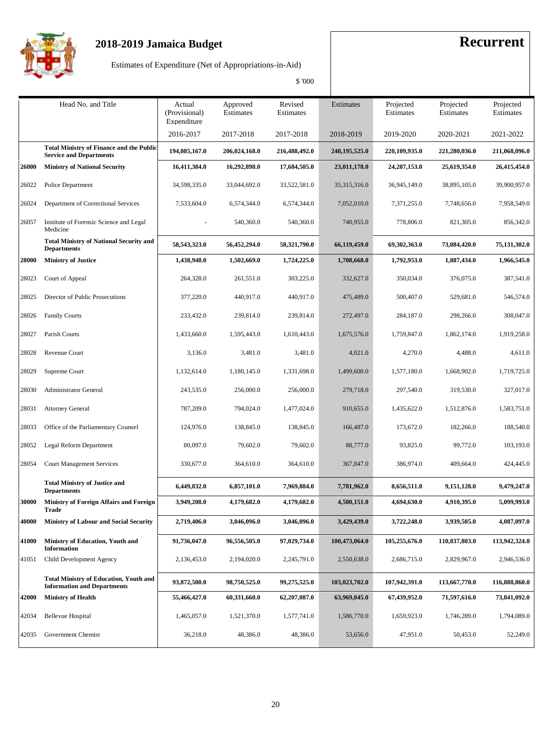# 2018-2019 Jamaica Budget

Estimates of Expenditure (Net of Appropriations-in-Aid)

$ '000

**Recurrent**

| | Head No. and Title | Actual (Provisional) Expenditure 2016-2017 | Approved Estimates 2017-2018 | Revised Estimates 2017-2018 | Estimates 2018-2019 | Projected Estimates 2019-2020 | Projected Estimates 2020-2021 | Projected Estimates 2021-2022 |
|---|---|---|---|---|---|---|---|---|
| | **Total Ministry of Finance and the Public Service and Departments** | **194,085,167.0** | **206,024,168.0** | **216,488,492.0** | **240,195,525.0** | **220,109,935.0** | **221,280,036.0** | **211,068,096.0** |
| **26000** | **Ministry of National Security** | **16,411,384.0** | **16,292,898.0** | **17,684,505.0** | **23,011,178.0** | **24,207,153.0** | **25,619,354.0** | **26,415,454.0** |
| 26022 | Police Department | 34,598,335.0 | 33,044,692.0 | 33,522,581.0 | 35,315,316.0 | 36,945,149.0 | 38,895,105.0 | 39,900,957.0 |
| 26024 | Department of Correctional Services | 7,533,604.0 | 6,574,344.0 | 6,574,344.0 | 7,052,010.0 | 7,371,255.0 | 7,748,656.0 | 7,958,549.0 |
| 26057 | Institute of Forensic Science and Legal Medicine | - | 540,360.0 | 540,360.0 | 740,955.0 | 778,806.0 | 821,305.0 | 856,342.0 |
| | **Total Ministry of National Security and Departments** | **58,543,323.0** | **56,452,294.0** | **58,321,790.0** | **66,119,459.0** | **69,302,363.0** | **73,084,420.0** | **75,131,302.0** |
| **28000** | **Ministry of Justice** | **1,438,948.0** | **1,502,669.0** | **1,724,225.0** | **1,708,668.0** | **1,792,953.0** | **1,887,434.0** | **1,966,545.0** |
| 28023 | Court of Appeal | 264,328.0 | 261,551.0 | 303,225.0 | 332,627.0 | 350,034.0 | 376,075.0 | 387,541.0 |
| 28025 | Director of Public Prosecutions | 377,220.0 | 440,917.0 | 440,917.0 | 475,489.0 | 500,407.0 | 529,681.0 | 546,574.0 |
| 28026 | Family Courts | 233,432.0 | 239,814.0 | 239,814.0 | 272,497.0 | 284,187.0 | 298,266.0 | 308,047.0 |
| 28027 | Parish Courts | 1,433,660.0 | 1,595,443.0 | 1,610,443.0 | 1,675,576.0 | 1,759,847.0 | 1,862,174.0 | 1,919,258.0 |
| 28028 | Revenue Court | 3,136.0 | 3,481.0 | 3,481.0 | 4,021.0 | 4,270.0 | 4,488.0 | 4,611.0 |
| 28029 | Supreme Court | 1,132,614.0 | 1,180,145.0 | 1,331,698.0 | 1,499,600.0 | 1,577,180.0 | 1,668,902.0 | 1,719,725.0 |
| 28030 | Administrator General | 243,535.0 | 256,000.0 | 256,000.0 | 279,718.0 | 297,540.0 | 319,530.0 | 327,017.0 |
| 28031 | Attorney General | 787,209.0 | 794,024.0 | 1,477,024.0 | 910,655.0 | 1,435,622.0 | 1,512,876.0 | 1,583,751.0 |
| 28033 | Office of the Parliamentary Counsel | 124,976.0 | 138,845.0 | 138,845.0 | 166,487.0 | 173,672.0 | 182,266.0 | 188,540.0 |
| 28052 | Legal Reform Department | 80,097.0 | 79,602.0 | 79,602.0 | 88,777.0 | 93,825.0 | 99,772.0 | 103,193.0 |
| 28054 | Court Management Services | 330,677.0 | 364,610.0 | 364,610.0 | 367,847.0 | 386,974.0 | 409,664.0 | 424,445.0 |
| | **Total Ministry of Justice and Departments** | **6,449,832.0** | **6,857,101.0** | **7,969,884.0** | **7,781,962.0** | **8,656,511.0** | **9,151,128.0** | **9,479,247.0** |
| **30000** | **Ministry of Foreign Affairs and Foreign Trade** | **3,949,208.0** | **4,179,682.0** | **4,179,682.0** | **4,500,151.0** | **4,694,630.0** | **4,910,395.0** | **5,099,993.0** |
| **40000** | **Ministry of Labour and Social Security** | **2,719,406.0** | **3,046,096.0** | **3,046,096.0** | **3,429,439.0** | **3,722,248.0** | **3,939,505.0** | **4,087,097.0** |
| **41000** | **Ministry of Education, Youth and Information** | **91,736,047.0** | **96,556,505.0** | **97,029,734.0** | **100,473,064.0** | **105,255,676.0** | **110,837,803.0** | **113,942,324.0** |
| 41051 | Child Development Agency | 2,136,453.0 | 2,194,020.0 | 2,245,791.0 | 2,550,638.0 | 2,686,715.0 | 2,829,967.0 | 2,946,536.0 |
| | **Total Ministry of Education, Youth and Information and Departments** | **93,872,500.0** | **98,750,525.0** | **99,275,525.0** | **103,023,702.0** | **107,942,391.0** | **113,667,770.0** | **116,888,860.0** |
| **42000** | **Ministry of Health** | **55,466,427.0** | **60,331,660.0** | **62,207,087.0** | **63,969,045.0** | **67,439,952.0** | **71,597,616.0** | **73,841,092.0** |
| 42034 | Bellevue Hospital | 1,465,057.0 | 1,521,370.0 | 1,577,741.0 | 1,586,770.0 | 1,659,923.0 | 1,746,289.0 | 1,794,089.0 |
| 42035 | Government Chemist | 36,218.0 | 48,386.0 | 48,386.0 | 53,656.0 | 47,951.0 | 50,453.0 | 52,249.0 |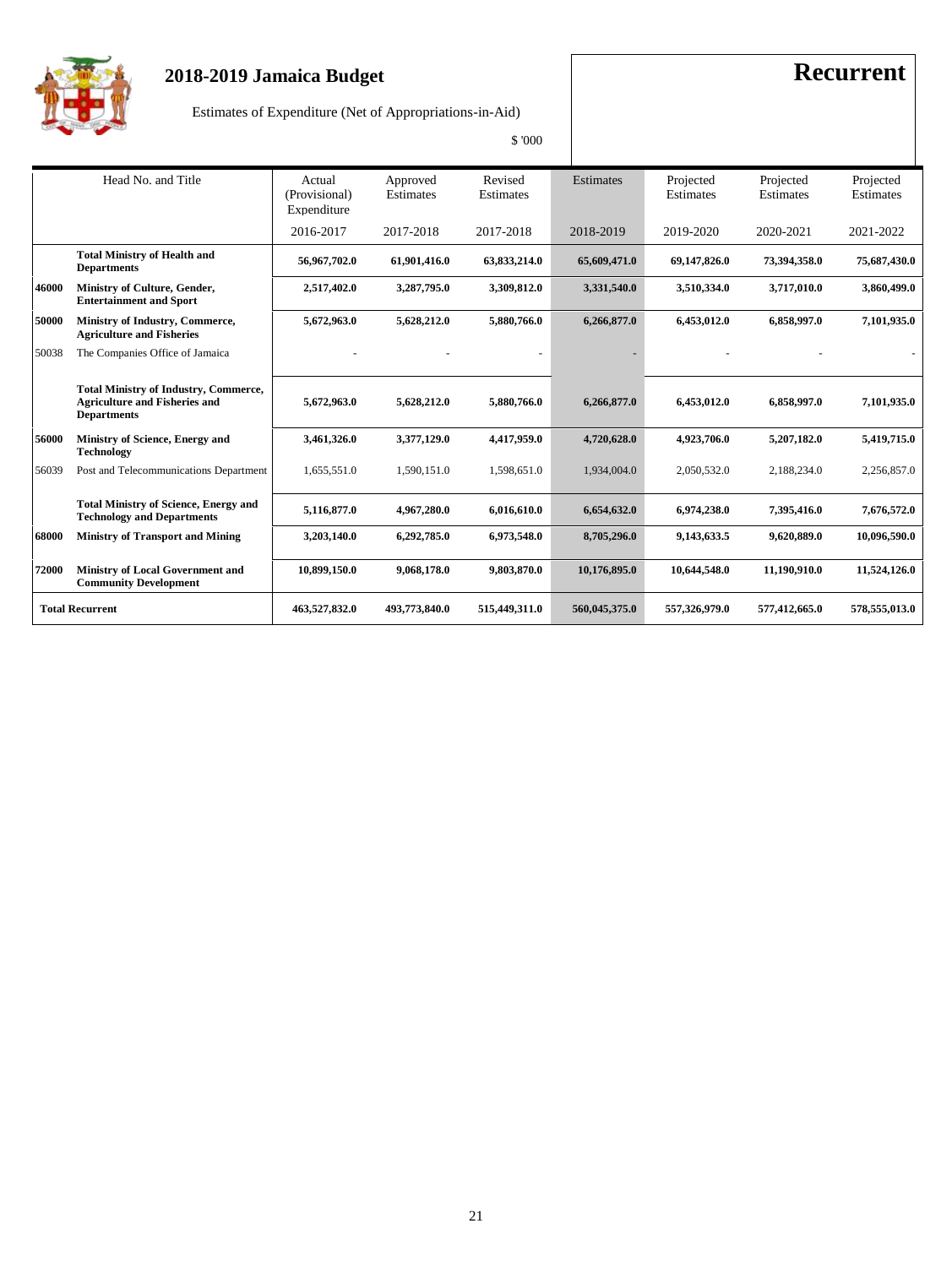# 2018-2019 Jamaica Budget

**Recurrent**

Estimates of Expenditure (Net of Appropriations-in-Aid)

$ '000

| | Head No. and Title | Actual (Provisional) Expenditure 2016-2017 | Approved Estimates 2017-2018 | Revised Estimates 2017-2018 | Estimates 2018-2019 | Projected Estimates 2019-2020 | Projected Estimates 2020-2021 | Projected Estimates 2021-2022 |
|---|---|---|---|---|---|---|---|---|
| | **Total Ministry of Health and Departments** | **56,967,702.0** | **61,901,416.0** | **63,833,214.0** | **65,609,471.0** | **69,147,826.0** | **73,394,358.0** | **75,687,430.0** |
| **46000** | **Ministry of Culture, Gender, Entertainment and Sport** | **2,517,402.0** | **3,287,795.0** | **3,309,812.0** | **3,331,540.0** | **3,510,334.0** | **3,717,010.0** | **3,860,499.0** |
| **50000** | **Ministry of Industry, Commerce, Agriculture and Fisheries** | **5,672,963.0** | **5,628,212.0** | **5,880,766.0** | **6,266,877.0** | **6,453,012.0** | **6,858,997.0** | **7,101,935.0** |
| 50038 | The Companies Office of Jamaica | - | - | - | - | - | - | - |
| | **Total Ministry of Industry, Commerce, Agriculture and Fisheries and Departments** | **5,672,963.0** | **5,628,212.0** | **5,880,766.0** | **6,266,877.0** | **6,453,012.0** | **6,858,997.0** | **7,101,935.0** |
| **56000** | **Ministry of Science, Energy and Technology** | **3,461,326.0** | **3,377,129.0** | **4,417,959.0** | **4,720,628.0** | **4,923,706.0** | **5,207,182.0** | **5,419,715.0** |
| 56039 | Post and Telecommunications Department | 1,655,551.0 | 1,590,151.0 | 1,598,651.0 | 1,934,004.0 | 2,050,532.0 | 2,188,234.0 | 2,256,857.0 |
| | **Total Ministry of Science, Energy and Technology and Departments** | **5,116,877.0** | **4,967,280.0** | **6,016,610.0** | **6,654,632.0** | **6,974,238.0** | **7,395,416.0** | **7,676,572.0** |
| **68000** | **Ministry of Transport and Mining** | **3,203,140.0** | **6,292,785.0** | **6,973,548.0** | **8,705,296.0** | **9,143,633.5** | **9,620,889.0** | **10,096,590.0** |
| **72000** | **Ministry of Local Government and Community Development** | **10,899,150.0** | **9,068,178.0** | **9,803,870.0** | **10,176,895.0** | **10,644,548.0** | **11,190,910.0** | **11,524,126.0** |
| **Total Recurrent** | | **463,527,832.0** | **493,773,840.0** | **515,449,311.0** | **560,045,375.0** | **557,326,979.0** | **577,412,665.0** | **578,555,013.0** |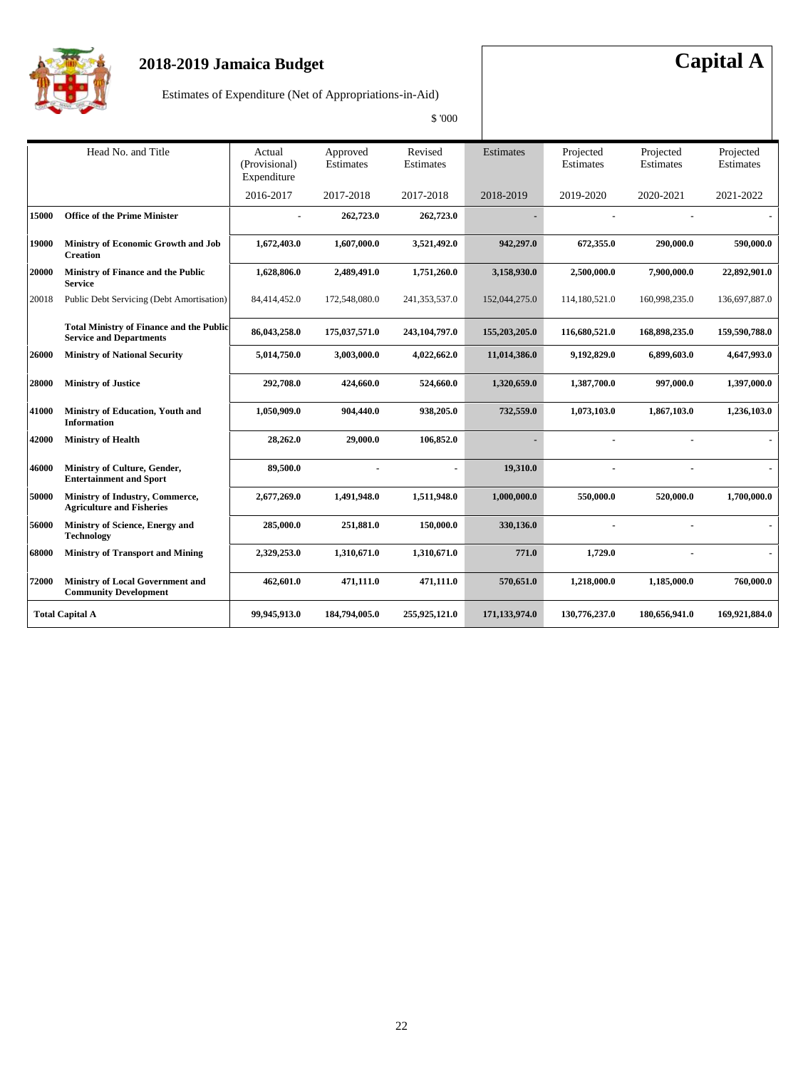# 2018-2019 Jamaica Budget

# Capital A

Estimates of Expenditure (Net of Appropriations-in-Aid)

$ '000

| Head No. and Title | | Actual (Provisional) Expenditure 2016-2017 | Approved Estimates 2017-2018 | Revised Estimates 2017-2018 | Estimates 2018-2019 | Projected Estimates 2019-2020 | Projected Estimates 2020-2021 | Projected Estimates 2021-2022 |
|---|---|---|---|---|---|---|---|---|
| **15000** | **Office of the Prime Minister** | **-** | **262,723.0** | **262,723.0** | **-** | **-** | **-** | **-** |
| **19000** | **Ministry of Economic Growth and Job Creation** | **1,672,403.0** | **1,607,000.0** | **3,521,492.0** | **942,297.0** | **672,355.0** | **290,000.0** | **590,000.0** |
| **20000** | **Ministry of Finance and the Public Service** | **1,628,806.0** | **2,489,491.0** | **1,751,260.0** | **3,158,930.0** | **2,500,000.0** | **7,900,000.0** | **22,892,901.0** |
| 20018 | Public Debt Servicing (Debt Amortisation) | 84,414,452.0 | 172,548,080.0 | 241,353,537.0 | 152,044,275.0 | 114,180,521.0 | 160,998,235.0 | 136,697,887.0 |
| | **Total Ministry of Finance and the Public Service and Departments** | **86,043,258.0** | **175,037,571.0** | **243,104,797.0** | **155,203,205.0** | **116,680,521.0** | **168,898,235.0** | **159,590,788.0** |
| **26000** | **Ministry of National Security** | **5,014,750.0** | **3,003,000.0** | **4,022,662.0** | **11,014,386.0** | **9,192,829.0** | **6,899,603.0** | **4,647,993.0** |
| **28000** | **Ministry of Justice** | **292,708.0** | **424,660.0** | **524,660.0** | **1,320,659.0** | **1,387,700.0** | **997,000.0** | **1,397,000.0** |
| **41000** | **Ministry of Education, Youth and Information** | **1,050,909.0** | **904,440.0** | **938,205.0** | **732,559.0** | **1,073,103.0** | **1,867,103.0** | **1,236,103.0** |
| **42000** | **Ministry of Health** | **28,262.0** | **29,000.0** | **106,852.0** | **-** | **-** | **-** | **-** |
| **46000** | **Ministry of Culture, Gender, Entertainment and Sport** | **89,500.0** | **-** | **-** | **19,310.0** | **-** | **-** | **-** |
| **50000** | **Ministry of Industry, Commerce, Agriculture and Fisheries** | **2,677,269.0** | **1,491,948.0** | **1,511,948.0** | **1,000,000.0** | **550,000.0** | **520,000.0** | **1,700,000.0** |
| **56000** | **Ministry of Science, Energy and Technology** | **285,000.0** | **251,881.0** | **150,000.0** | **330,136.0** | **-** | **-** | **-** |
| **68000** | **Ministry of Transport and Mining** | **2,329,253.0** | **1,310,671.0** | **1,310,671.0** | **771.0** | **1,729.0** | **-** | **-** |
| **72000** | **Ministry of Local Government and Community Development** | **462,601.0** | **471,111.0** | **471,111.0** | **570,651.0** | **1,218,000.0** | **1,185,000.0** | **760,000.0** |
| **Total Capital A** | | **99,945,913.0** | **184,794,005.0** | **255,925,121.0** | **171,133,974.0** | **130,776,237.0** | **180,656,941.0** | **169,921,884.0** |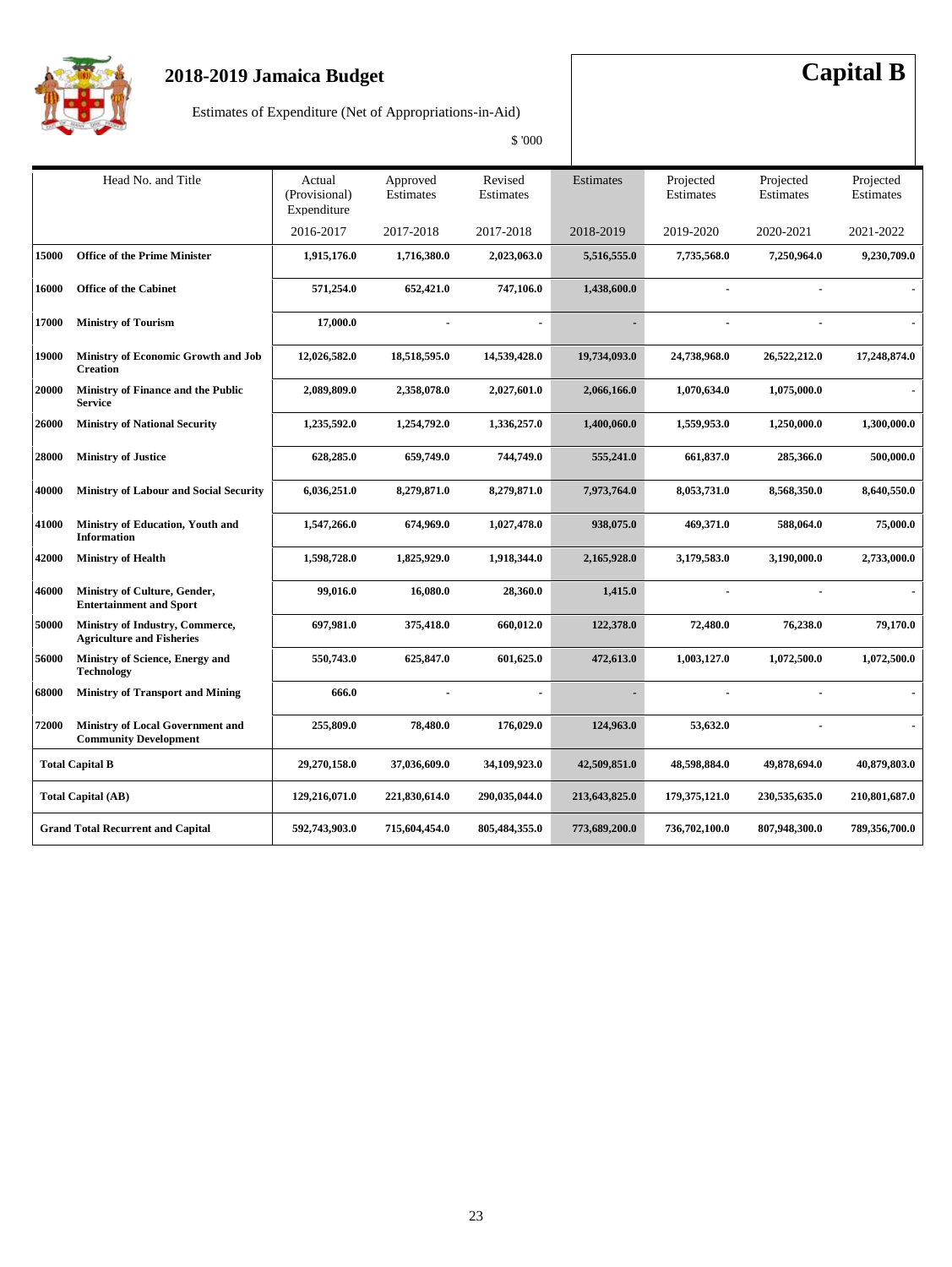# 2018-2019 Jamaica Budget

# Capital B

Estimates of Expenditure (Net of Appropriations-in-Aid)

$ '000

| Head No. and Title | | Actual (Provisional) Expenditure 2016-2017 | Approved Estimates 2017-2018 | Revised Estimates 2017-2018 | Estimates 2018-2019 | Projected Estimates 2019-2020 | Projected Estimates 2020-2021 | Projected Estimates 2021-2022 |
|---|---|---|---|---|---|---|---|---|
| 15000 | **Office of the Prime Minister** | **1,915,176.0** | **1,716,380.0** | **2,023,063.0** | **5,516,555.0** | **7,735,568.0** | **7,250,964.0** | **9,230,709.0** |
| 16000 | **Office of the Cabinet** | **571,254.0** | **652,421.0** | **747,106.0** | **1,438,600.0** | - | - | - |
| 17000 | **Ministry of Tourism** | **17,000.0** | - | - | - | - | - | - |
| 19000 | **Ministry of Economic Growth and Job Creation** | **12,026,582.0** | **18,518,595.0** | **14,539,428.0** | **19,734,093.0** | **24,738,968.0** | **26,522,212.0** | **17,248,874.0** |
| 20000 | **Ministry of Finance and the Public Service** | **2,089,809.0** | **2,358,078.0** | **2,027,601.0** | **2,066,166.0** | **1,070,634.0** | **1,075,000.0** | - |
| 26000 | **Ministry of National Security** | **1,235,592.0** | **1,254,792.0** | **1,336,257.0** | **1,400,060.0** | **1,559,953.0** | **1,250,000.0** | **1,300,000.0** |
| 28000 | **Ministry of Justice** | **628,285.0** | **659,749.0** | **744,749.0** | **555,241.0** | **661,837.0** | **285,366.0** | **500,000.0** |
| 40000 | **Ministry of Labour and Social Security** | **6,036,251.0** | **8,279,871.0** | **8,279,871.0** | **7,973,764.0** | **8,053,731.0** | **8,568,350.0** | **8,640,550.0** |
| 41000 | **Ministry of Education, Youth and Information** | **1,547,266.0** | **674,969.0** | **1,027,478.0** | **938,075.0** | **469,371.0** | **588,064.0** | **75,000.0** |
| 42000 | **Ministry of Health** | **1,598,728.0** | **1,825,929.0** | **1,918,344.0** | **2,165,928.0** | **3,179,583.0** | **3,190,000.0** | **2,733,000.0** |
| 46000 | **Ministry of Culture, Gender, Entertainment and Sport** | **99,016.0** | **16,080.0** | **28,360.0** | **1,415.0** | - | - | - |
| 50000 | **Ministry of Industry, Commerce, Agriculture and Fisheries** | **697,981.0** | **375,418.0** | **660,012.0** | **122,378.0** | **72,480.0** | **76,238.0** | **79,170.0** |
| 56000 | **Ministry of Science, Energy and Technology** | **550,743.0** | **625,847.0** | **601,625.0** | **472,613.0** | **1,003,127.0** | **1,072,500.0** | **1,072,500.0** |
| 68000 | **Ministry of Transport and Mining** | **666.0** | - | - | - | - | - | - |
| 72000 | **Ministry of Local Government and Community Development** | **255,809.0** | **78,480.0** | **176,029.0** | **124,963.0** | **53,632.0** | - | - |
| **Total Capital B** | | **29,270,158.0** | **37,036,609.0** | **34,109,923.0** | **42,509,851.0** | **48,598,884.0** | **49,878,694.0** | **40,879,803.0** |
| **Total Capital (AB)** | | **129,216,071.0** | **221,830,614.0** | **290,035,044.0** | **213,643,825.0** | **179,375,121.0** | **230,535,635.0** | **210,801,687.0** |
| **Grand Total Recurrent and Capital** | | **592,743,903.0** | **715,604,454.0** | **805,484,355.0** | **773,689,200.0** | **736,702,100.0** | **807,948,300.0** | **789,356,700.0** |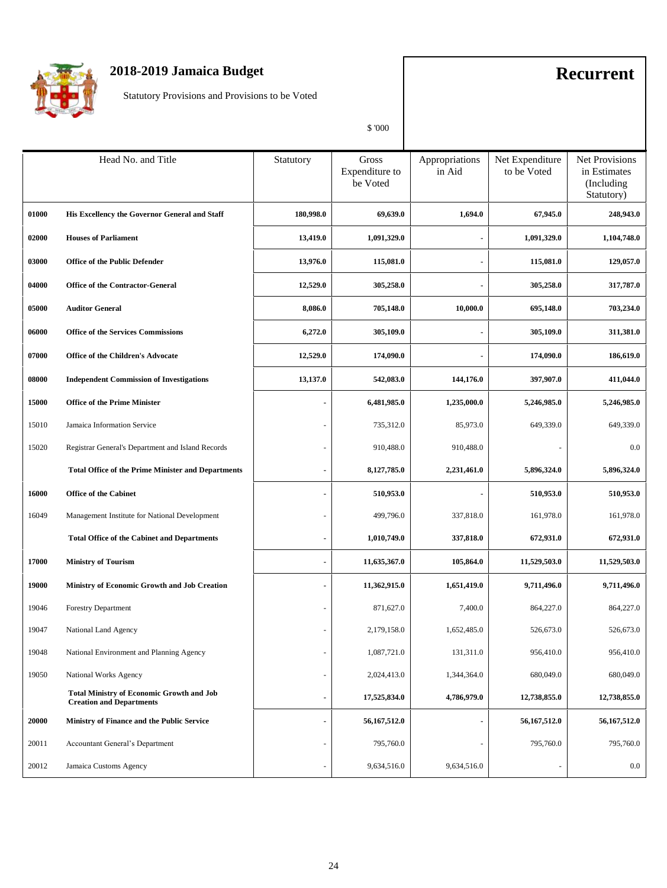# 2018-2019 Jamaica Budget

Statutory Provisions and Provisions to be Voted

**Recurrent**

$ '000

| Head No. and Title | | Statutory | Gross Expenditure to be Voted | Appropriations in Aid | Net Expenditure to be Voted | Net Provisions in Estimates (Including Statutory) |
|---|---|---|---|---|---|---|
| **01000** | **His Excellency the Governor General and Staff** | **180,998.0** | **69,639.0** | **1,694.0** | **67,945.0** | **248,943.0** |
| **02000** | **Houses of Parliament** | **13,419.0** | **1,091,329.0** | **-** | **1,091,329.0** | **1,104,748.0** |
| **03000** | **Office of the Public Defender** | **13,976.0** | **115,081.0** | **-** | **115,081.0** | **129,057.0** |
| **04000** | **Office of the Contractor-General** | **12,529.0** | **305,258.0** | **-** | **305,258.0** | **317,787.0** |
| **05000** | **Auditor General** | **8,086.0** | **705,148.0** | **10,000.0** | **695,148.0** | **703,234.0** |
| **06000** | **Office of the Services Commissions** | **6,272.0** | **305,109.0** | **-** | **305,109.0** | **311,381.0** |
| **07000** | **Office of the Children's Advocate** | **12,529.0** | **174,090.0** | **-** | **174,090.0** | **186,619.0** |
| **08000** | **Independent Commission of Investigations** | **13,137.0** | **542,083.0** | **144,176.0** | **397,907.0** | **411,044.0** |
| **15000** | **Office of the Prime Minister** | **-** | **6,481,985.0** | **1,235,000.0** | **5,246,985.0** | **5,246,985.0** |
| 15010 | Jamaica Information Service | - | 735,312.0 | 85,973.0 | 649,339.0 | 649,339.0 |
| 15020 | Registrar General's Department and Island Records | - | 910,488.0 | 910,488.0 | - | 0.0 |
| | **Total Office of the Prime Minister and Departments** | **-** | **8,127,785.0** | **2,231,461.0** | **5,896,324.0** | **5,896,324.0** |
| **16000** | **Office of the Cabinet** | **-** | **510,953.0** | **-** | **510,953.0** | **510,953.0** |
| 16049 | Management Institute for National Development | - | 499,796.0 | 337,818.0 | 161,978.0 | 161,978.0 |
| | **Total Office of the Cabinet and Departments** | **-** | **1,010,749.0** | **337,818.0** | **672,931.0** | **672,931.0** |
| **17000** | **Ministry of Tourism** | **-** | **11,635,367.0** | **105,864.0** | **11,529,503.0** | **11,529,503.0** |
| **19000** | **Ministry of Economic Growth and Job Creation** | **-** | **11,362,915.0** | **1,651,419.0** | **9,711,496.0** | **9,711,496.0** |
| 19046 | Forestry Department | - | 871,627.0 | 7,400.0 | 864,227.0 | 864,227.0 |
| 19047 | National Land Agency | - | 2,179,158.0 | 1,652,485.0 | 526,673.0 | 526,673.0 |
| 19048 | National Environment and Planning Agency | - | 1,087,721.0 | 131,311.0 | 956,410.0 | 956,410.0 |
| 19050 | National Works Agency | - | 2,024,413.0 | 1,344,364.0 | 680,049.0 | 680,049.0 |
| | **Total Ministry of Economic Growth and Job Creation and Departments** | **-** | **17,525,834.0** | **4,786,979.0** | **12,738,855.0** | **12,738,855.0** |
| **20000** | **Ministry of Finance and the Public Service** | **-** | **56,167,512.0** | **-** | **56,167,512.0** | **56,167,512.0** |
| 20011 | Accountant General's Department | - | 795,760.0 | - | 795,760.0 | 795,760.0 |
| 20012 | Jamaica Customs Agency | - | 9,634,516.0 | 9,634,516.0 | - | 0.0 |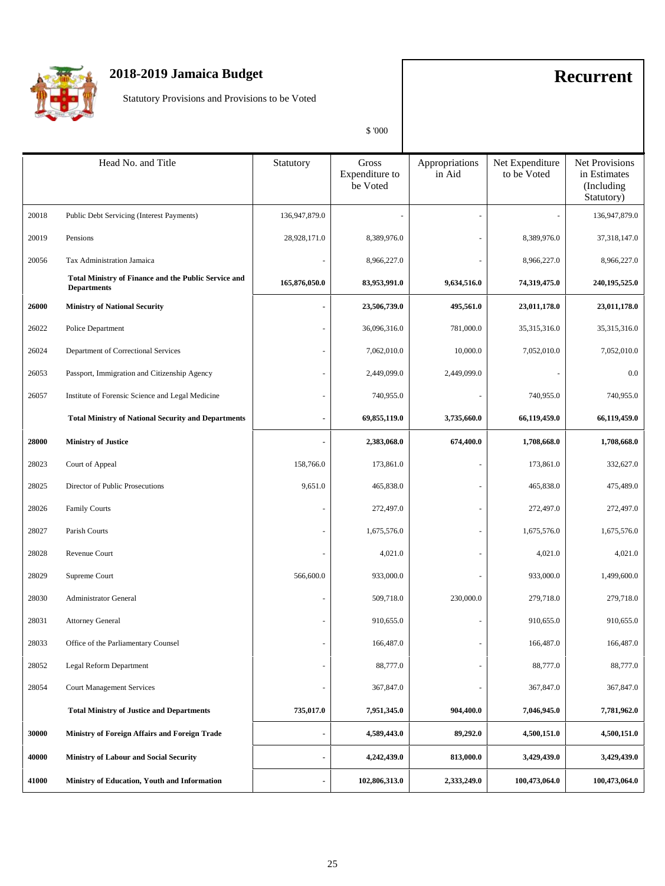# 2018-2019 Jamaica Budget

Statutory Provisions and Provisions to be Voted

**Recurrent**

$ '000

| Head No. | and Title | Statutory | Gross Expenditure to be Voted | Appropriations in Aid | Net Expenditure to be Voted | Net Provisions in Estimates (Including Statutory) |
|---|---|---|---|---|---|---|
| 20018 | Public Debt Servicing (Interest Payments) | 136,947,879.0 | - | - | - | 136,947,879.0 |
| 20019 | Pensions | 28,928,171.0 | 8,389,976.0 | - | 8,389,976.0 | 37,318,147.0 |
| 20056 | Tax Administration Jamaica | - | 8,966,227.0 | - | 8,966,227.0 | 8,966,227.0 |
| | **Total Ministry of Finance and the Public Service and Departments** | **165,876,050.0** | **83,953,991.0** | **9,634,516.0** | **74,319,475.0** | **240,195,525.0** |
| **26000** | **Ministry of National Security** | **-** | **23,506,739.0** | **495,561.0** | **23,011,178.0** | **23,011,178.0** |
| 26022 | Police Department | - | 36,096,316.0 | 781,000.0 | 35,315,316.0 | 35,315,316.0 |
| 26024 | Department of Correctional Services | - | 7,062,010.0 | 10,000.0 | 7,052,010.0 | 7,052,010.0 |
| 26053 | Passport, Immigration and Citizenship Agency | - | 2,449,099.0 | 2,449,099.0 | - | 0.0 |
| 26057 | Institute of Forensic Science and Legal Medicine | - | 740,955.0 | - | 740,955.0 | 740,955.0 |
| | **Total Ministry of National Security and Departments** | **-** | **69,855,119.0** | **3,735,660.0** | **66,119,459.0** | **66,119,459.0** |
| **28000** | **Ministry of Justice** | **-** | **2,383,068.0** | **674,400.0** | **1,708,668.0** | **1,708,668.0** |
| 28023 | Court of Appeal | 158,766.0 | 173,861.0 | - | 173,861.0 | 332,627.0 |
| 28025 | Director of Public Prosecutions | 9,651.0 | 465,838.0 | - | 465,838.0 | 475,489.0 |
| 28026 | Family Courts | - | 272,497.0 | - | 272,497.0 | 272,497.0 |
| 28027 | Parish Courts | - | 1,675,576.0 | - | 1,675,576.0 | 1,675,576.0 |
| 28028 | Revenue Court | - | 4,021.0 | - | 4,021.0 | 4,021.0 |
| 28029 | Supreme Court | 566,600.0 | 933,000.0 | - | 933,000.0 | 1,499,600.0 |
| 28030 | Administrator General | - | 509,718.0 | 230,000.0 | 279,718.0 | 279,718.0 |
| 28031 | Attorney General | - | 910,655.0 | - | 910,655.0 | 910,655.0 |
| 28033 | Office of the Parliamentary Counsel | - | 166,487.0 | - | 166,487.0 | 166,487.0 |
| 28052 | Legal Reform Department | - | 88,777.0 | - | 88,777.0 | 88,777.0 |
| 28054 | Court Management Services | - | 367,847.0 | - | 367,847.0 | 367,847.0 |
| | **Total Ministry of Justice and Departments** | **735,017.0** | **7,951,345.0** | **904,400.0** | **7,046,945.0** | **7,781,962.0** |
| **30000** | **Ministry of Foreign Affairs and Foreign Trade** | **-** | **4,589,443.0** | **89,292.0** | **4,500,151.0** | **4,500,151.0** |
| **40000** | **Ministry of Labour and Social Security** | **-** | **4,242,439.0** | **813,000.0** | **3,429,439.0** | **3,429,439.0** |
| **41000** | **Ministry of Education, Youth and Information** | **-** | **102,806,313.0** | **2,333,249.0** | **100,473,064.0** | **100,473,064.0** |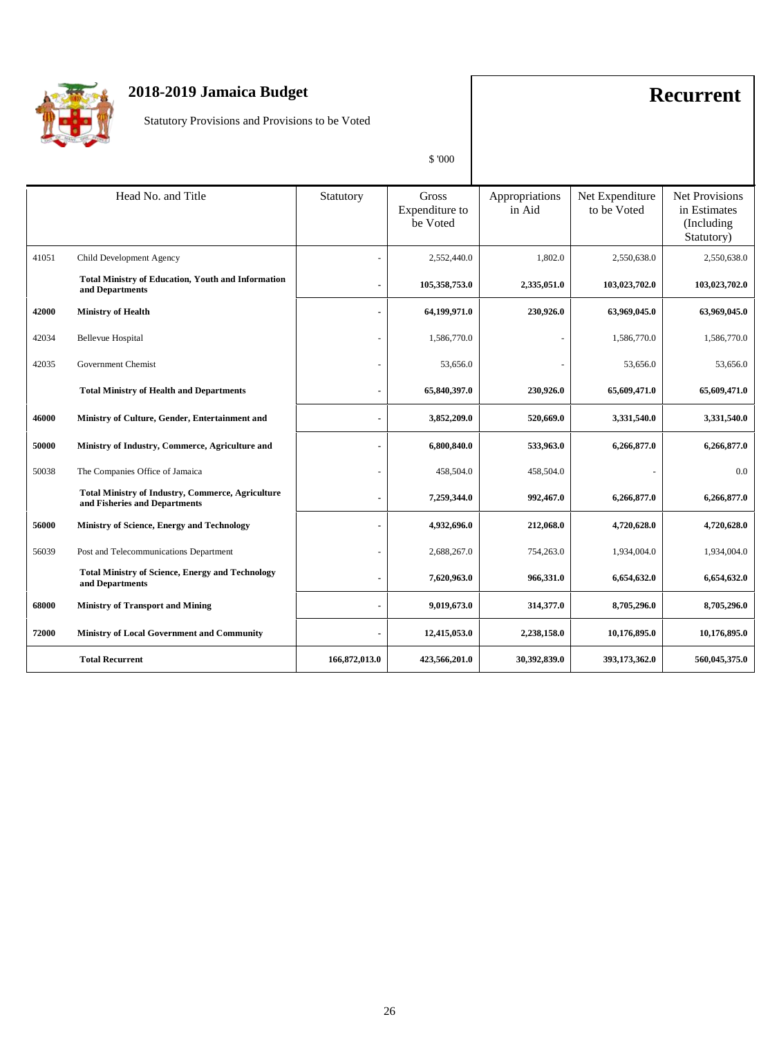# 2018-2019 Jamaica Budget

Statutory Provisions and Provisions to be Voted

## Recurrent

$ '000

| Head No. | and Title | Statutory | Gross Expenditure to be Voted | Appropriations in Aid | Net Expenditure to be Voted | Net Provisions in Estimates (Including Statutory) |
|---|---|---|---|---|---|---|
| 41051 | Child Development Agency | - | 2,552,440.0 | 1,802.0 | 2,550,638.0 | 2,550,638.0 |
| | **Total Ministry of Education, Youth and Information and Departments** | **-** | **105,358,753.0** | **2,335,051.0** | **103,023,702.0** | **103,023,702.0** |
| **42000** | **Ministry of Health** | **-** | **64,199,971.0** | **230,926.0** | **63,969,045.0** | **63,969,045.0** |
| 42034 | Bellevue Hospital | - | 1,586,770.0 | - | 1,586,770.0 | 1,586,770.0 |
| 42035 | Government Chemist | - | 53,656.0 | - | 53,656.0 | 53,656.0 |
| | **Total Ministry of Health and Departments** | **-** | **65,840,397.0** | **230,926.0** | **65,609,471.0** | **65,609,471.0** |
| **46000** | **Ministry of Culture, Gender, Entertainment and** | **-** | **3,852,209.0** | **520,669.0** | **3,331,540.0** | **3,331,540.0** |
| **50000** | **Ministry of Industry, Commerce, Agriculture and** | **-** | **6,800,840.0** | **533,963.0** | **6,266,877.0** | **6,266,877.0** |
| 50038 | The Companies Office of Jamaica | - | 458,504.0 | 458,504.0 | - | 0.0 |
| | **Total Ministry of Industry, Commerce, Agriculture and Fisheries and Departments** | **-** | **7,259,344.0** | **992,467.0** | **6,266,877.0** | **6,266,877.0** |
| **56000** | **Ministry of Science, Energy and Technology** | **-** | **4,932,696.0** | **212,068.0** | **4,720,628.0** | **4,720,628.0** |
| 56039 | Post and Telecommunications Department | - | 2,688,267.0 | 754,263.0 | 1,934,004.0 | 1,934,004.0 |
| | **Total Ministry of Science, Energy and Technology and Departments** | **-** | **7,620,963.0** | **966,331.0** | **6,654,632.0** | **6,654,632.0** |
| **68000** | **Ministry of Transport and Mining** | **-** | **9,019,673.0** | **314,377.0** | **8,705,296.0** | **8,705,296.0** |
| **72000** | **Ministry of Local Government and Community** | **-** | **12,415,053.0** | **2,238,158.0** | **10,176,895.0** | **10,176,895.0** |
| | **Total Recurrent** | **166,872,013.0** | **423,566,201.0** | **30,392,839.0** | **393,173,362.0** | **560,045,375.0** |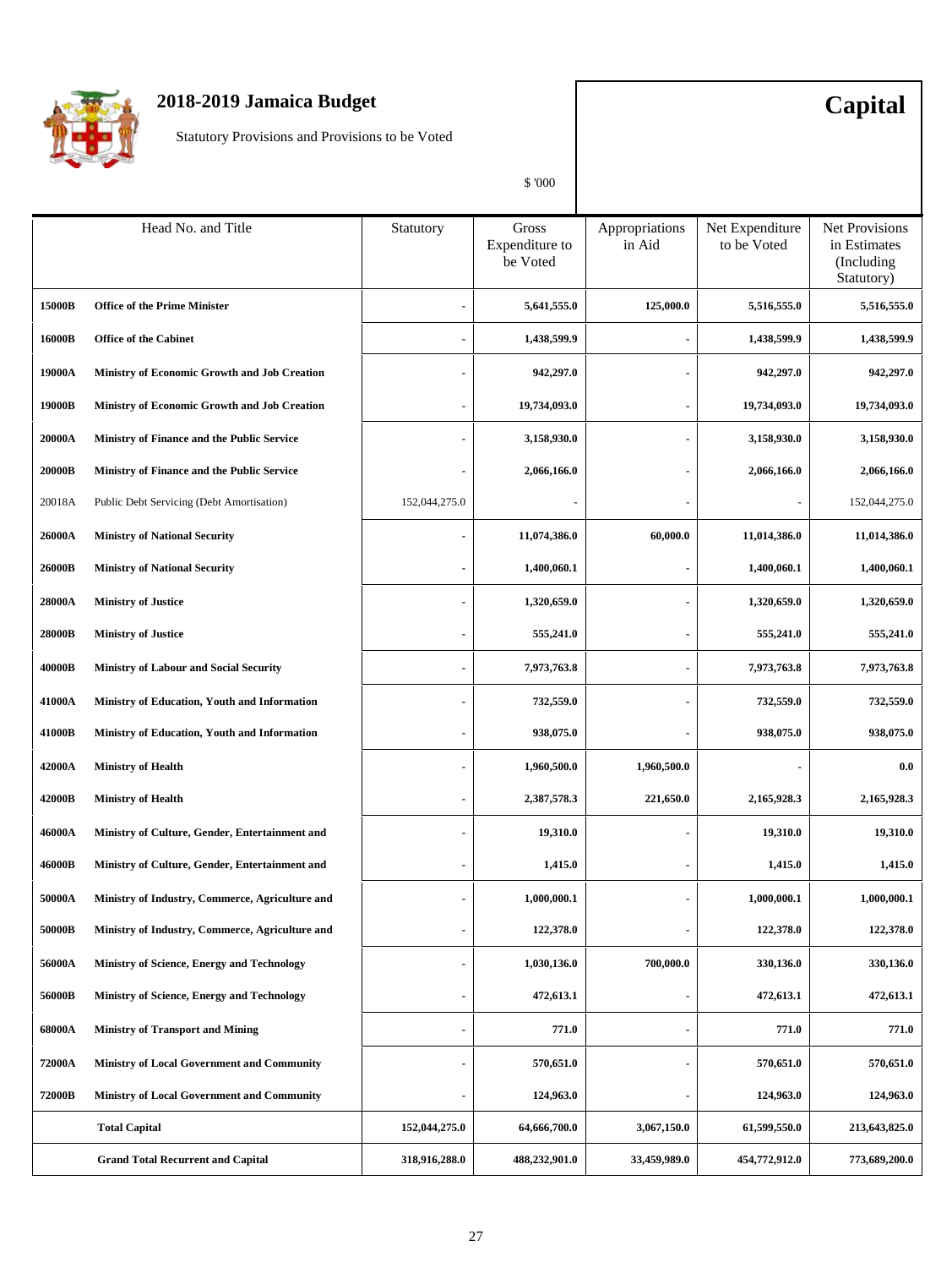# 2018-2019 Jamaica Budget

Statutory Provisions and Provisions to be Voted

**Capital**

$ '000

| Head No. and Title | | Statutory | Gross Expenditure to be Voted | Appropriations in Aid | Net Expenditure to be Voted | Net Provisions in Estimates (Including Statutory) |
|---|---|---|---|---|---|---|
| **15000B** | **Office of the Prime Minister** | - | **5,641,555.0** | **125,000.0** | **5,516,555.0** | **5,516,555.0** |
| **16000B** | **Office of the Cabinet** | - | **1,438,599.9** | - | **1,438,599.9** | **1,438,599.9** |
| **19000A** | **Ministry of Economic Growth and Job Creation** | - | **942,297.0** | - | **942,297.0** | **942,297.0** |
| **19000B** | **Ministry of Economic Growth and Job Creation** | - | **19,734,093.0** | - | **19,734,093.0** | **19,734,093.0** |
| **20000A** | **Ministry of Finance and the Public Service** | - | **3,158,930.0** | - | **3,158,930.0** | **3,158,930.0** |
| **20000B** | **Ministry of Finance and the Public Service** | - | **2,066,166.0** | - | **2,066,166.0** | **2,066,166.0** |
| 20018A | Public Debt Servicing (Debt Amortisation) | 152,044,275.0 | - | - | - | 152,044,275.0 |
| **26000A** | **Ministry of National Security** | - | **11,074,386.0** | **60,000.0** | **11,014,386.0** | **11,014,386.0** |
| **26000B** | **Ministry of National Security** | - | **1,400,060.1** | - | **1,400,060.1** | **1,400,060.1** |
| **28000A** | **Ministry of Justice** | - | **1,320,659.0** | - | **1,320,659.0** | **1,320,659.0** |
| **28000B** | **Ministry of Justice** | - | **555,241.0** | - | **555,241.0** | **555,241.0** |
| **40000B** | **Ministry of Labour and Social Security** | - | **7,973,763.8** | - | **7,973,763.8** | **7,973,763.8** |
| **41000A** | **Ministry of Education, Youth and Information** | - | **732,559.0** | - | **732,559.0** | **732,559.0** |
| **41000B** | **Ministry of Education, Youth and Information** | - | **938,075.0** | - | **938,075.0** | **938,075.0** |
| **42000A** | **Ministry of Health** | - | **1,960,500.0** | **1,960,500.0** | - | **0.0** |
| **42000B** | **Ministry of Health** | - | **2,387,578.3** | **221,650.0** | **2,165,928.3** | **2,165,928.3** |
| **46000A** | **Ministry of Culture, Gender, Entertainment and** | - | **19,310.0** | - | **19,310.0** | **19,310.0** |
| **46000B** | **Ministry of Culture, Gender, Entertainment and** | - | **1,415.0** | - | **1,415.0** | **1,415.0** |
| **50000A** | **Ministry of Industry, Commerce, Agriculture and** | - | **1,000,000.1** | - | **1,000,000.1** | **1,000,000.1** |
| **50000B** | **Ministry of Industry, Commerce, Agriculture and** | - | **122,378.0** | - | **122,378.0** | **122,378.0** |
| **56000A** | **Ministry of Science, Energy and Technology** | - | **1,030,136.0** | **700,000.0** | **330,136.0** | **330,136.0** |
| **56000B** | **Ministry of Science, Energy and Technology** | - | **472,613.1** | - | **472,613.1** | **472,613.1** |
| **68000A** | **Ministry of Transport and Mining** | - | **771.0** | - | **771.0** | **771.0** |
| **72000A** | **Ministry of Local Government and Community** | - | **570,651.0** | - | **570,651.0** | **570,651.0** |
| **72000B** | **Ministry of Local Government and Community** | - | **124,963.0** | - | **124,963.0** | **124,963.0** |
| | **Total Capital** | **152,044,275.0** | **64,666,700.0** | **3,067,150.0** | **61,599,550.0** | **213,643,825.0** |
| | **Grand Total Recurrent and Capital** | **318,916,288.0** | **488,232,901.0** | **33,459,989.0** | **454,772,912.0** | **773,689,200.0** |